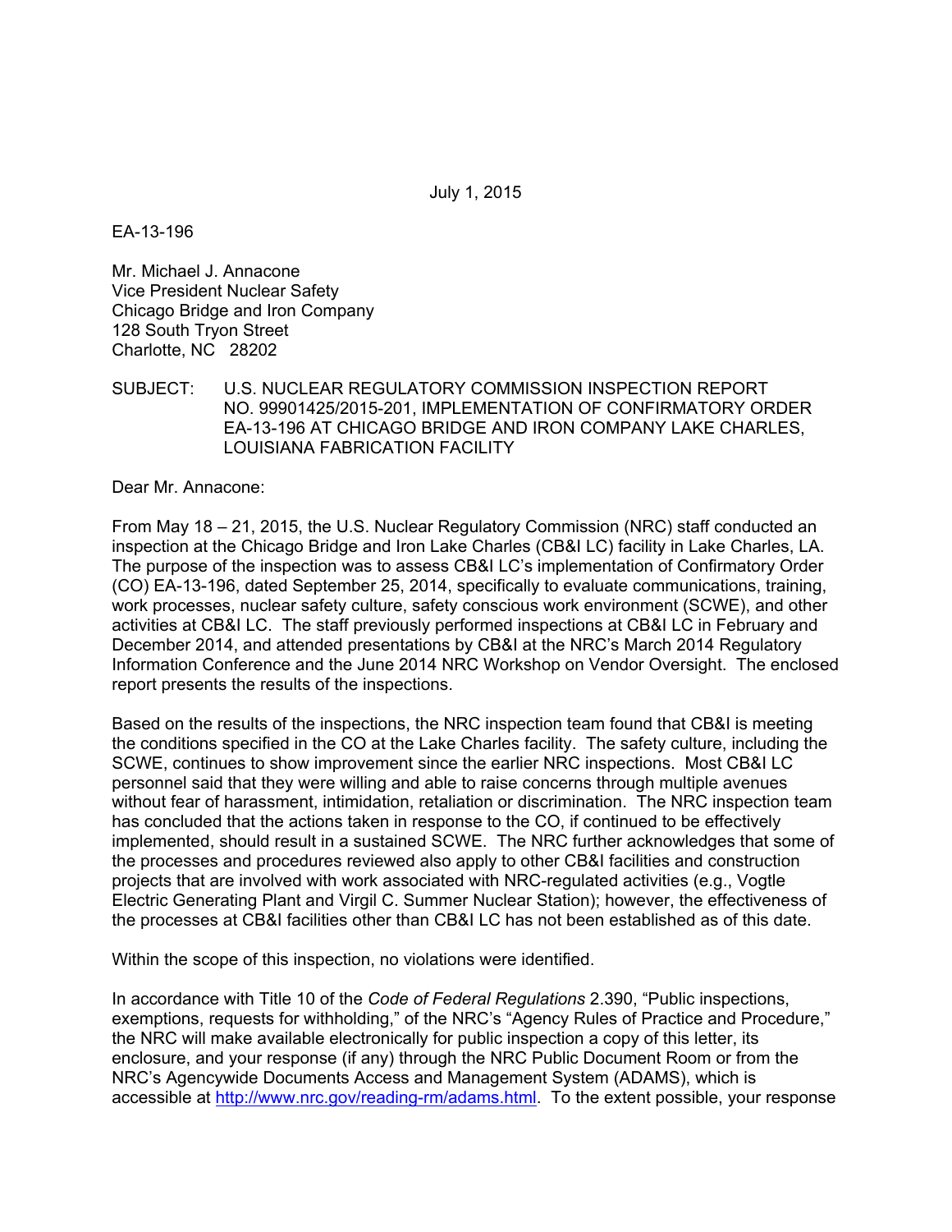July 1, 2015

EA-13-196

Mr. Michael J. Annacone
Vice President Nuclear Safety
Chicago Bridge and Iron Company
128 South Tryon Street
Charlotte, NC 28202

SUBJECT: U.S. NUCLEAR REGULATORY COMMISSION INSPECTION REPORT NO. 99901425/2015-201, IMPLEMENTATION OF CONFIRMATORY ORDER EA-13-196 AT CHICAGO BRIDGE AND IRON COMPANY LAKE CHARLES, LOUISIANA FABRICATION FACILITY

Dear Mr. Annacone:

From May 18 – 21, 2015, the U.S. Nuclear Regulatory Commission (NRC) staff conducted an inspection at the Chicago Bridge and Iron Lake Charles (CB&I LC) facility in Lake Charles, LA. The purpose of the inspection was to assess CB&I LC's implementation of Confirmatory Order (CO) EA-13-196, dated September 25, 2014, specifically to evaluate communications, training, work processes, nuclear safety culture, safety conscious work environment (SCWE), and other activities at CB&I LC. The staff previously performed inspections at CB&I LC in February and December 2014, and attended presentations by CB&I at the NRC's March 2014 Regulatory Information Conference and the June 2014 NRC Workshop on Vendor Oversight. The enclosed report presents the results of the inspections.

Based on the results of the inspections, the NRC inspection team found that CB&I is meeting the conditions specified in the CO at the Lake Charles facility. The safety culture, including the SCWE, continues to show improvement since the earlier NRC inspections. Most CB&I LC personnel said that they were willing and able to raise concerns through multiple avenues without fear of harassment, intimidation, retaliation or discrimination. The NRC inspection team has concluded that the actions taken in response to the CO, if continued to be effectively implemented, should result in a sustained SCWE. The NRC further acknowledges that some of the processes and procedures reviewed also apply to other CB&I facilities and construction projects that are involved with work associated with NRC-regulated activities (e.g., Vogtle Electric Generating Plant and Virgil C. Summer Nuclear Station); however, the effectiveness of the processes at CB&I facilities other than CB&I LC has not been established as of this date.

Within the scope of this inspection, no violations were identified.

In accordance with Title 10 of the *Code of Federal Regulations* 2.390, "Public inspections, exemptions, requests for withholding," of the NRC's "Agency Rules of Practice and Procedure," the NRC will make available electronically for public inspection a copy of this letter, its enclosure, and your response (if any) through the NRC Public Document Room or from the NRC's Agencywide Documents Access and Management System (ADAMS), which is accessible at http://www.nrc.gov/reading-rm/adams.html. To the extent possible, your response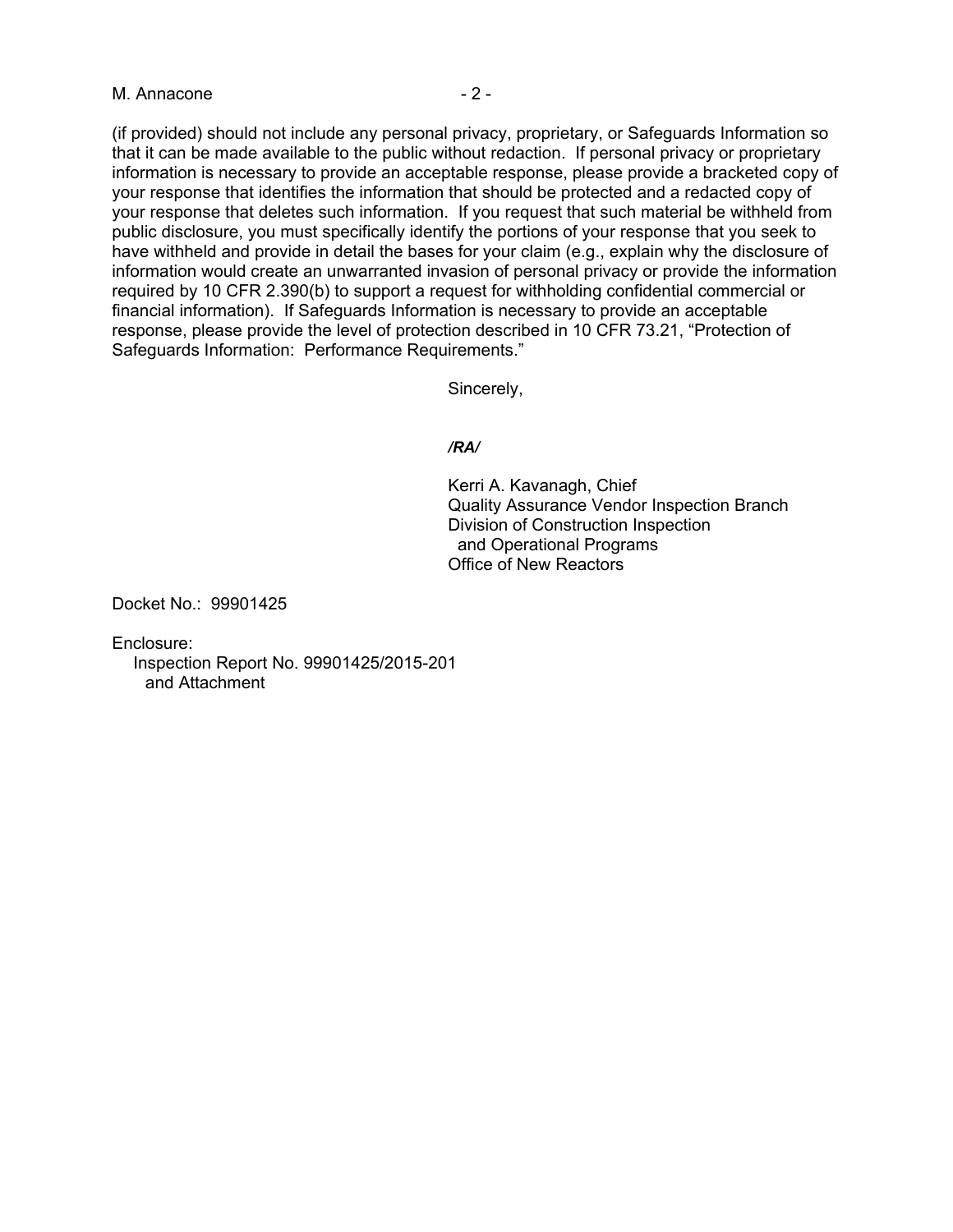(if provided) should not include any personal privacy, proprietary, or Safeguards Information so that it can be made available to the public without redaction. If personal privacy or proprietary information is necessary to provide an acceptable response, please provide a bracketed copy of your response that identifies the information that should be protected and a redacted copy of your response that deletes such information. If you request that such material be withheld from public disclosure, you must specifically identify the portions of your response that you seek to have withheld and provide in detail the bases for your claim (e.g., explain why the disclosure of information would create an unwarranted invasion of personal privacy or provide the information required by 10 CFR 2.390(b) to support a request for withholding confidential commercial or financial information). If Safeguards Information is necessary to provide an acceptable response, please provide the level of protection described in 10 CFR 73.21, "Protection of Safeguards Information: Performance Requirements."

Sincerely,

***/RA/***

Kerri A. Kavanagh, Chief
Quality Assurance Vendor Inspection Branch
Division of Construction Inspection
and Operational Programs
Office of New Reactors

Docket No.: 99901425

Enclosure:
Inspection Report No. 99901425/2015-201
and Attachment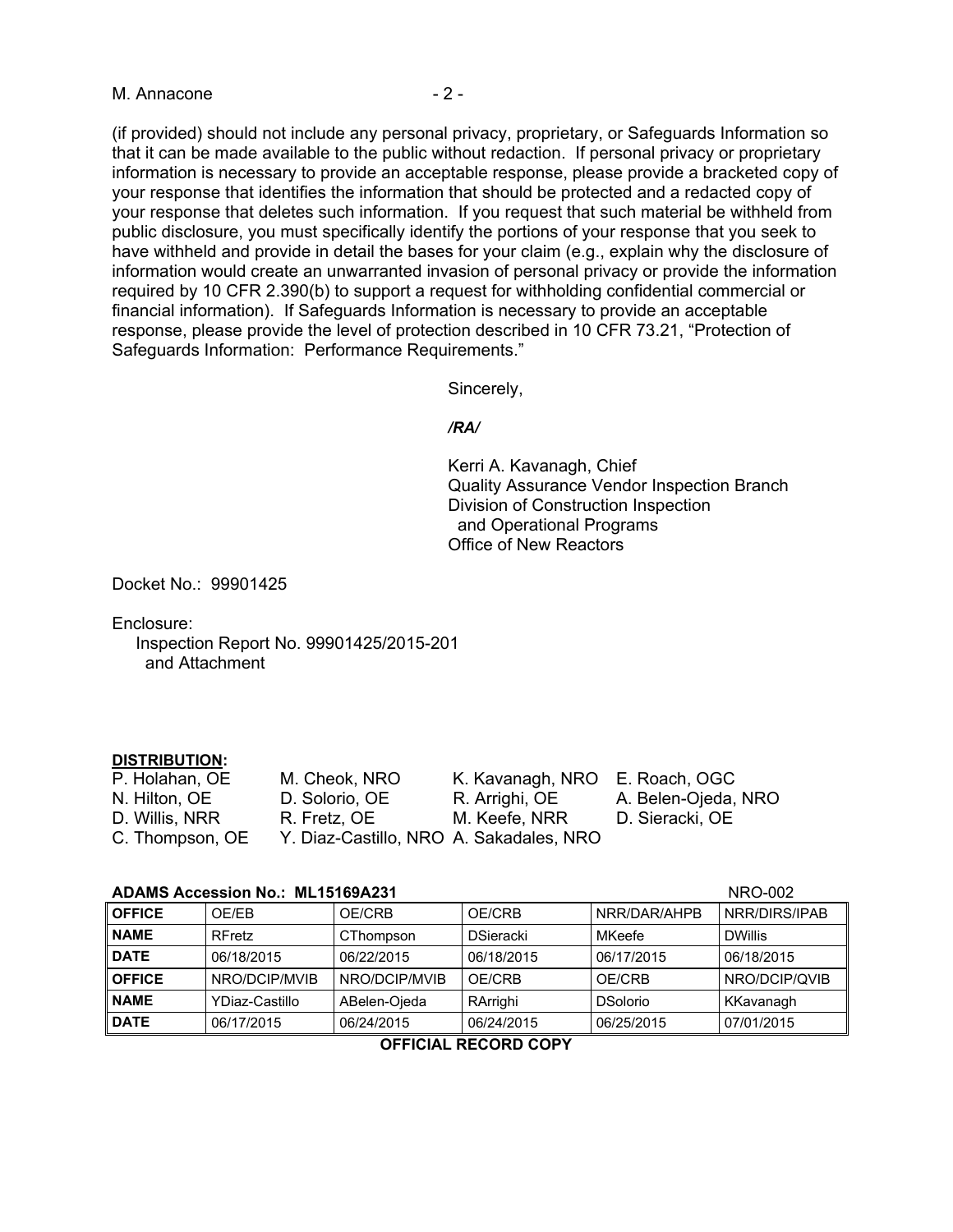(if provided) should not include any personal privacy, proprietary, or Safeguards Information so that it can be made available to the public without redaction. If personal privacy or proprietary information is necessary to provide an acceptable response, please provide a bracketed copy of your response that identifies the information that should be protected and a redacted copy of your response that deletes such information. If you request that such material be withheld from public disclosure, you must specifically identify the portions of your response that you seek to have withheld and provide in detail the bases for your claim (e.g., explain why the disclosure of information would create an unwarranted invasion of personal privacy or provide the information required by 10 CFR 2.390(b) to support a request for withholding confidential commercial or financial information). If Safeguards Information is necessary to provide an acceptable response, please provide the level of protection described in 10 CFR 73.21, "Protection of Safeguards Information: Performance Requirements."

Sincerely,

*/RA/*

Kerri A. Kavanagh, Chief
Quality Assurance Vendor Inspection Branch
Division of Construction Inspection
and Operational Programs
Office of New Reactors

Docket No.: 99901425

Enclosure:
Inspection Report No. 99901425/2015-201
and Attachment

**DISTRIBUTION:**

P. Holahan, OE
N. Hilton, OE
D. Willis, NRR
C. Thompson, OE
M. Cheok, NRO
D. Solorio, OE
R. Fretz, OE
Y. Diaz-Castillo, NRO
K. Kavanagh, NRO
R. Arrighi, OE
M. Keefe, NRR
A. Sakadales, NRO
E. Roach, OGC
A. Belen-Ojeda, NRO
D. Sieracki, OE

**ADAMS Accession No.: ML15169A231** NRO-002

| **OFFICE** | OE/EB | OE/CRB | OE/CRB | NRR/DAR/AHPB | NRR/DIRS/IPAB |
|---|---|---|---|---|---|
| **NAME** | RFretz | CThompson | DSieracki | MKeefe | DWillis |
| **DATE** | 06/18/2015 | 06/22/2015 | 06/18/2015 | 06/17/2015 | 06/18/2015 |
| **OFFICE** | NRO/DCIP/MVIB | NRO/DCIP/MVIB | OE/CRB | OE/CRB | NRO/DCIP/QVIB |
| **NAME** | YDiaz-Castillo | ABelen-Ojeda | RArrighi | DSolorio | KKavanagh |
| **DATE** | 06/17/2015 | 06/24/2015 | 06/24/2015 | 06/25/2015 | 07/01/2015 |

**OFFICIAL RECORD COPY**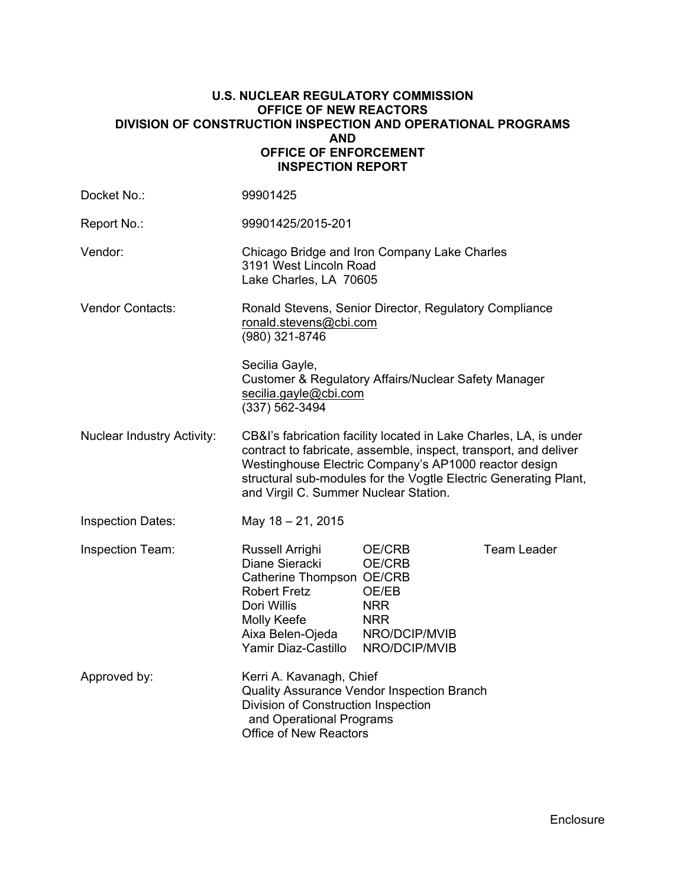**U.S. NUCLEAR REGULATORY COMMISSION**
**OFFICE OF NEW REACTORS**
**DIVISION OF CONSTRUCTION INSPECTION AND OPERATIONAL PROGRAMS**
**AND**
**OFFICE OF ENFORCEMENT**
**INSPECTION REPORT**

| | |
|---|---|
| Docket No.: | 99901425 |
| Report No.: | 99901425/2015-201 |
| Vendor: | Chicago Bridge and Iron Company Lake Charles<br>3191 West Lincoln Road<br>Lake Charles, LA 70605 |
| Vendor Contacts: | Ronald Stevens, Senior Director, Regulatory Compliance<br>ronald.stevens@cbi.com<br>(980) 321-8746<br><br>Secilia Gayle,<br>Customer & Regulatory Affairs/Nuclear Safety Manager<br>secilia.gayle@cbi.com<br>(337) 562-3494 |
| Nuclear Industry Activity: | CB&I's fabrication facility located in Lake Charles, LA, is under contract to fabricate, assemble, inspect, transport, and deliver Westinghouse Electric Company's AP1000 reactor design structural sub-modules for the Vogtle Electric Generating Plant, and Virgil C. Summer Nuclear Station. |
| Inspection Dates: | May 18 – 21, 2015 |

Inspection Team:

| | | |
|---|---|---|
| Russell Arrighi | OE/CRB | Team Leader |
| Diane Sieracki | OE/CRB | |
| Catherine Thompson | OE/CRB | |
| Robert Fretz | OE/EB | |
| Dori Willis | NRR | |
| Molly Keefe | NRR | |
| Aixa Belen-Ojeda | NRO/DCIP/MVIB | |
| Yamir Diaz-Castillo | NRO/DCIP/MVIB | |

Approved by: Kerri A. Kavanagh, Chief
Quality Assurance Vendor Inspection Branch
Division of Construction Inspection
and Operational Programs
Office of New Reactors

Enclosure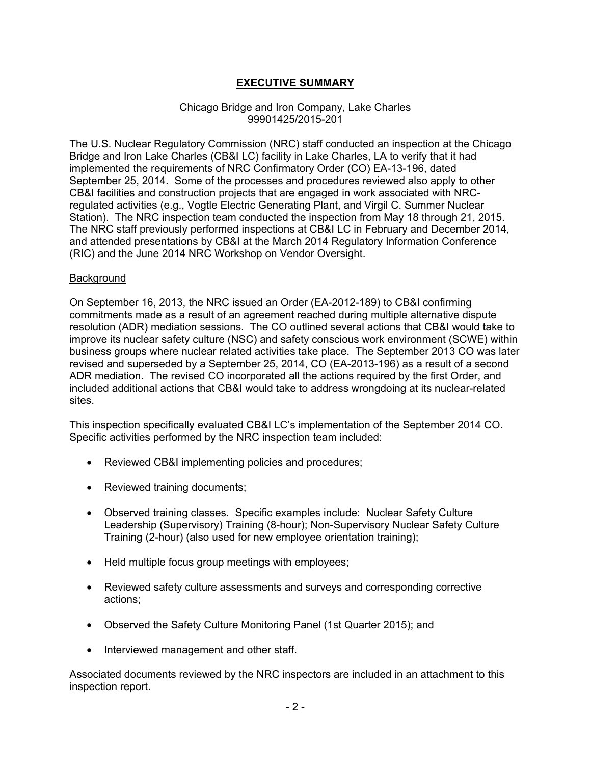# **EXECUTIVE SUMMARY**

Chicago Bridge and Iron Company, Lake Charles
99901425/2015-201

The U.S. Nuclear Regulatory Commission (NRC) staff conducted an inspection at the Chicago Bridge and Iron Lake Charles (CB&I LC) facility in Lake Charles, LA to verify that it had implemented the requirements of NRC Confirmatory Order (CO) EA-13-196, dated September 25, 2014. Some of the processes and procedures reviewed also apply to other CB&I facilities and construction projects that are engaged in work associated with NRC-regulated activities (e.g., Vogtle Electric Generating Plant, and Virgil C. Summer Nuclear Station). The NRC inspection team conducted the inspection from May 18 through 21, 2015. The NRC staff previously performed inspections at CB&I LC in February and December 2014, and attended presentations by CB&I at the March 2014 Regulatory Information Conference (RIC) and the June 2014 NRC Workshop on Vendor Oversight.

## Background

On September 16, 2013, the NRC issued an Order (EA-2012-189) to CB&I confirming commitments made as a result of an agreement reached during multiple alternative dispute resolution (ADR) mediation sessions. The CO outlined several actions that CB&I would take to improve its nuclear safety culture (NSC) and safety conscious work environment (SCWE) within business groups where nuclear related activities take place. The September 2013 CO was later revised and superseded by a September 25, 2014, CO (EA-2013-196) as a result of a second ADR mediation. The revised CO incorporated all the actions required by the first Order, and included additional actions that CB&I would take to address wrongdoing at its nuclear-related sites.

This inspection specifically evaluated CB&I LC's implementation of the September 2014 CO. Specific activities performed by the NRC inspection team included:

- Reviewed CB&I implementing policies and procedures;
- Reviewed training documents;
- Observed training classes. Specific examples include: Nuclear Safety Culture Leadership (Supervisory) Training (8-hour); Non-Supervisory Nuclear Safety Culture Training (2-hour) (also used for new employee orientation training);
- Held multiple focus group meetings with employees;
- Reviewed safety culture assessments and surveys and corresponding corrective actions;
- Observed the Safety Culture Monitoring Panel (1st Quarter 2015); and
- Interviewed management and other staff.

Associated documents reviewed by the NRC inspectors are included in an attachment to this inspection report.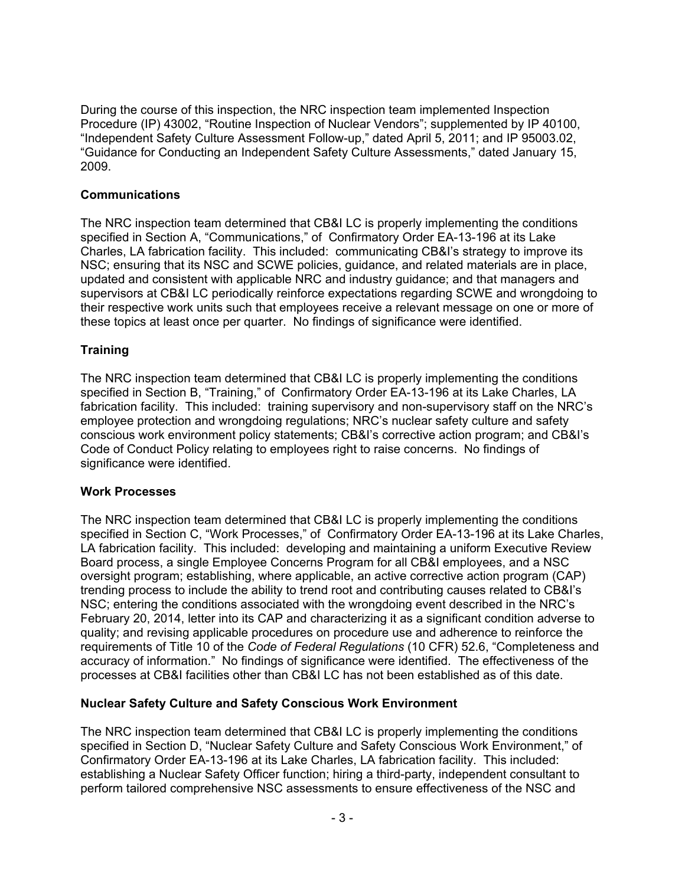During the course of this inspection, the NRC inspection team implemented Inspection Procedure (IP) 43002, "Routine Inspection of Nuclear Vendors"; supplemented by IP 40100, "Independent Safety Culture Assessment Follow-up," dated April 5, 2011; and IP 95003.02, "Guidance for Conducting an Independent Safety Culture Assessments," dated January 15, 2009.

**Communications**

The NRC inspection team determined that CB&I LC is properly implementing the conditions specified in Section A, "Communications," of Confirmatory Order EA-13-196 at its Lake Charles, LA fabrication facility. This included: communicating CB&I's strategy to improve its NSC; ensuring that its NSC and SCWE policies, guidance, and related materials are in place, updated and consistent with applicable NRC and industry guidance; and that managers and supervisors at CB&I LC periodically reinforce expectations regarding SCWE and wrongdoing to their respective work units such that employees receive a relevant message on one or more of these topics at least once per quarter. No findings of significance were identified.

**Training**

The NRC inspection team determined that CB&I LC is properly implementing the conditions specified in Section B, "Training," of Confirmatory Order EA-13-196 at its Lake Charles, LA fabrication facility. This included: training supervisory and non-supervisory staff on the NRC's employee protection and wrongdoing regulations; NRC's nuclear safety culture and safety conscious work environment policy statements; CB&I's corrective action program; and CB&I's Code of Conduct Policy relating to employees right to raise concerns. No findings of significance were identified.

**Work Processes**

The NRC inspection team determined that CB&I LC is properly implementing the conditions specified in Section C, "Work Processes," of Confirmatory Order EA-13-196 at its Lake Charles, LA fabrication facility. This included: developing and maintaining a uniform Executive Review Board process, a single Employee Concerns Program for all CB&I employees, and a NSC oversight program; establishing, where applicable, an active corrective action program (CAP) trending process to include the ability to trend root and contributing causes related to CB&I's NSC; entering the conditions associated with the wrongdoing event described in the NRC's February 20, 2014, letter into its CAP and characterizing it as a significant condition adverse to quality; and revising applicable procedures on procedure use and adherence to reinforce the requirements of Title 10 of the *Code of Federal Regulations* (10 CFR) 52.6, "Completeness and accuracy of information." No findings of significance were identified. The effectiveness of the processes at CB&I facilities other than CB&I LC has not been established as of this date.

**Nuclear Safety Culture and Safety Conscious Work Environment**

The NRC inspection team determined that CB&I LC is properly implementing the conditions specified in Section D, "Nuclear Safety Culture and Safety Conscious Work Environment," of Confirmatory Order EA-13-196 at its Lake Charles, LA fabrication facility. This included: establishing a Nuclear Safety Officer function; hiring a third-party, independent consultant to perform tailored comprehensive NSC assessments to ensure effectiveness of the NSC and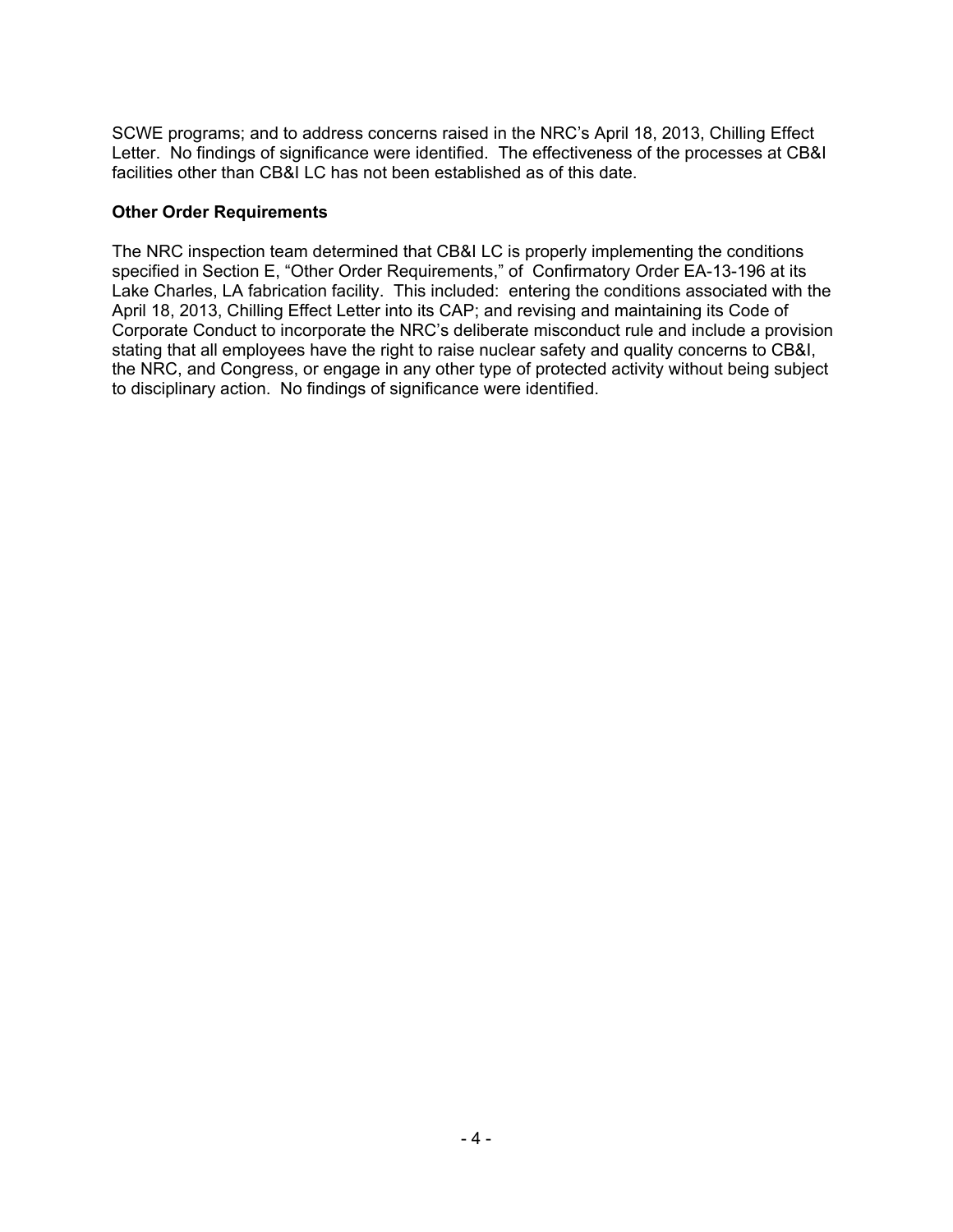SCWE programs; and to address concerns raised in the NRC's April 18, 2013, Chilling Effect Letter. No findings of significance were identified. The effectiveness of the processes at CB&I facilities other than CB&I LC has not been established as of this date.

**Other Order Requirements**

The NRC inspection team determined that CB&I LC is properly implementing the conditions specified in Section E, "Other Order Requirements," of Confirmatory Order EA-13-196 at its Lake Charles, LA fabrication facility. This included: entering the conditions associated with the April 18, 2013, Chilling Effect Letter into its CAP; and revising and maintaining its Code of Corporate Conduct to incorporate the NRC's deliberate misconduct rule and include a provision stating that all employees have the right to raise nuclear safety and quality concerns to CB&I, the NRC, and Congress, or engage in any other type of protected activity without being subject to disciplinary action. No findings of significance were identified.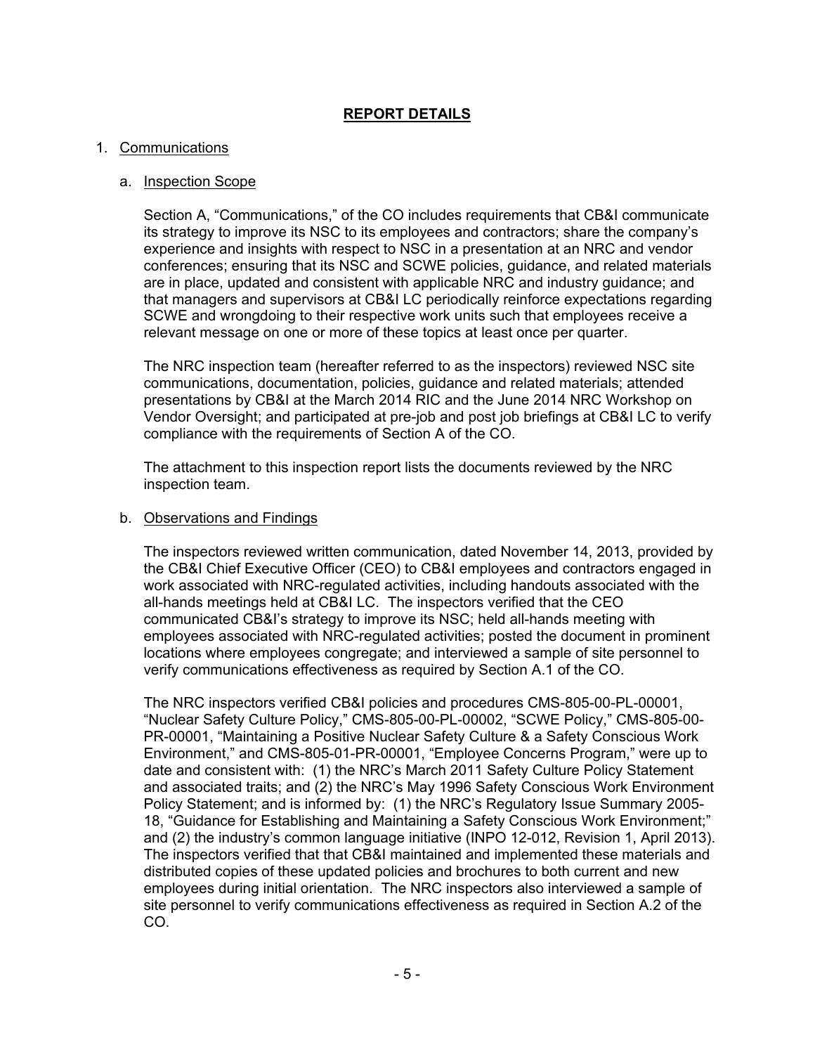# REPORT DETAILS

1. Communications

   a. Inspection Scope

   Section A, "Communications," of the CO includes requirements that CB&I communicate its strategy to improve its NSC to its employees and contractors; share the company's experience and insights with respect to NSC in a presentation at an NRC and vendor conferences; ensuring that its NSC and SCWE policies, guidance, and related materials are in place, updated and consistent with applicable NRC and industry guidance; and that managers and supervisors at CB&I LC periodically reinforce expectations regarding SCWE and wrongdoing to their respective work units such that employees receive a relevant message on one or more of these topics at least once per quarter.

   The NRC inspection team (hereafter referred to as the inspectors) reviewed NSC site communications, documentation, policies, guidance and related materials; attended presentations by CB&I at the March 2014 RIC and the June 2014 NRC Workshop on Vendor Oversight; and participated at pre-job and post job briefings at CB&I LC to verify compliance with the requirements of Section A of the CO.

   The attachment to this inspection report lists the documents reviewed by the NRC inspection team.

   b. Observations and Findings

   The inspectors reviewed written communication, dated November 14, 2013, provided by the CB&I Chief Executive Officer (CEO) to CB&I employees and contractors engaged in work associated with NRC-regulated activities, including handouts associated with the all-hands meetings held at CB&I LC. The inspectors verified that the CEO communicated CB&I's strategy to improve its NSC; held all-hands meeting with employees associated with NRC-regulated activities; posted the document in prominent locations where employees congregate; and interviewed a sample of site personnel to verify communications effectiveness as required by Section A.1 of the CO.

   The NRC inspectors verified CB&I policies and procedures CMS-805-00-PL-00001, "Nuclear Safety Culture Policy," CMS-805-00-PL-00002, "SCWE Policy," CMS-805-00-PR-00001, "Maintaining a Positive Nuclear Safety Culture & a Safety Conscious Work Environment," and CMS-805-01-PR-00001, "Employee Concerns Program," were up to date and consistent with: (1) the NRC's March 2011 Safety Culture Policy Statement and associated traits; and (2) the NRC's May 1996 Safety Conscious Work Environment Policy Statement; and is informed by: (1) the NRC's Regulatory Issue Summary 2005-18, "Guidance for Establishing and Maintaining a Safety Conscious Work Environment;" and (2) the industry's common language initiative (INPO 12-012, Revision 1, April 2013). The inspectors verified that that CB&I maintained and implemented these materials and distributed copies of these updated policies and brochures to both current and new employees during initial orientation. The NRC inspectors also interviewed a sample of site personnel to verify communications effectiveness as required in Section A.2 of the CO.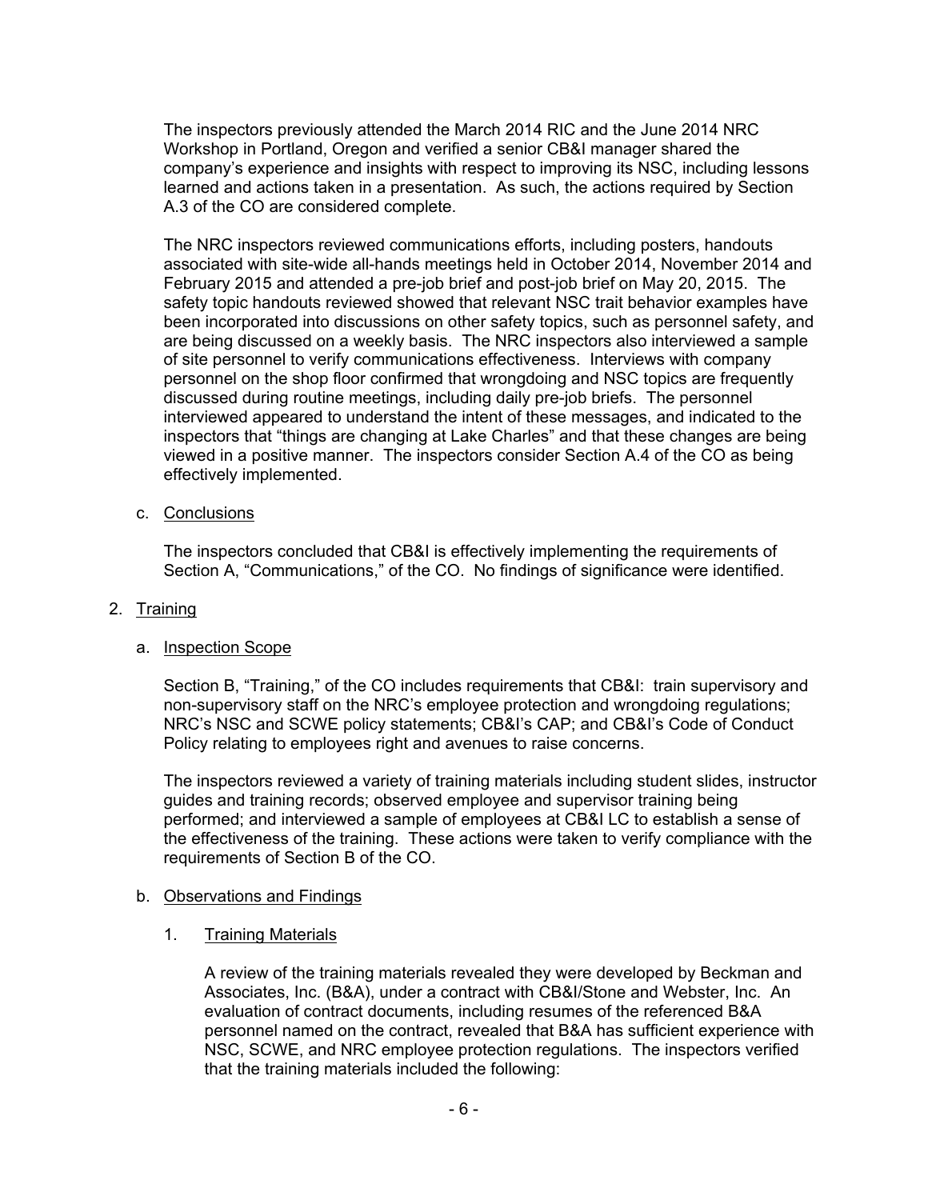The inspectors previously attended the March 2014 RIC and the June 2014 NRC Workshop in Portland, Oregon and verified a senior CB&I manager shared the company's experience and insights with respect to improving its NSC, including lessons learned and actions taken in a presentation. As such, the actions required by Section A.3 of the CO are considered complete.

The NRC inspectors reviewed communications efforts, including posters, handouts associated with site-wide all-hands meetings held in October 2014, November 2014 and February 2015 and attended a pre-job brief and post-job brief on May 20, 2015. The safety topic handouts reviewed showed that relevant NSC trait behavior examples have been incorporated into discussions on other safety topics, such as personnel safety, and are being discussed on a weekly basis. The NRC inspectors also interviewed a sample of site personnel to verify communications effectiveness. Interviews with company personnel on the shop floor confirmed that wrongdoing and NSC topics are frequently discussed during routine meetings, including daily pre-job briefs. The personnel interviewed appeared to understand the intent of these messages, and indicated to the inspectors that "things are changing at Lake Charles" and that these changes are being viewed in a positive manner. The inspectors consider Section A.4 of the CO as being effectively implemented.

c. Conclusions

The inspectors concluded that CB&I is effectively implementing the requirements of Section A, "Communications," of the CO. No findings of significance were identified.

2. Training

a. Inspection Scope

Section B, "Training," of the CO includes requirements that CB&I: train supervisory and non-supervisory staff on the NRC's employee protection and wrongdoing regulations; NRC's NSC and SCWE policy statements; CB&I's CAP; and CB&I's Code of Conduct Policy relating to employees right and avenues to raise concerns.

The inspectors reviewed a variety of training materials including student slides, instructor guides and training records; observed employee and supervisor training being performed; and interviewed a sample of employees at CB&I LC to establish a sense of the effectiveness of the training. These actions were taken to verify compliance with the requirements of Section B of the CO.

b. Observations and Findings

1. Training Materials

A review of the training materials revealed they were developed by Beckman and Associates, Inc. (B&A), under a contract with CB&I/Stone and Webster, Inc. An evaluation of contract documents, including resumes of the referenced B&A personnel named on the contract, revealed that B&A has sufficient experience with NSC, SCWE, and NRC employee protection regulations. The inspectors verified that the training materials included the following: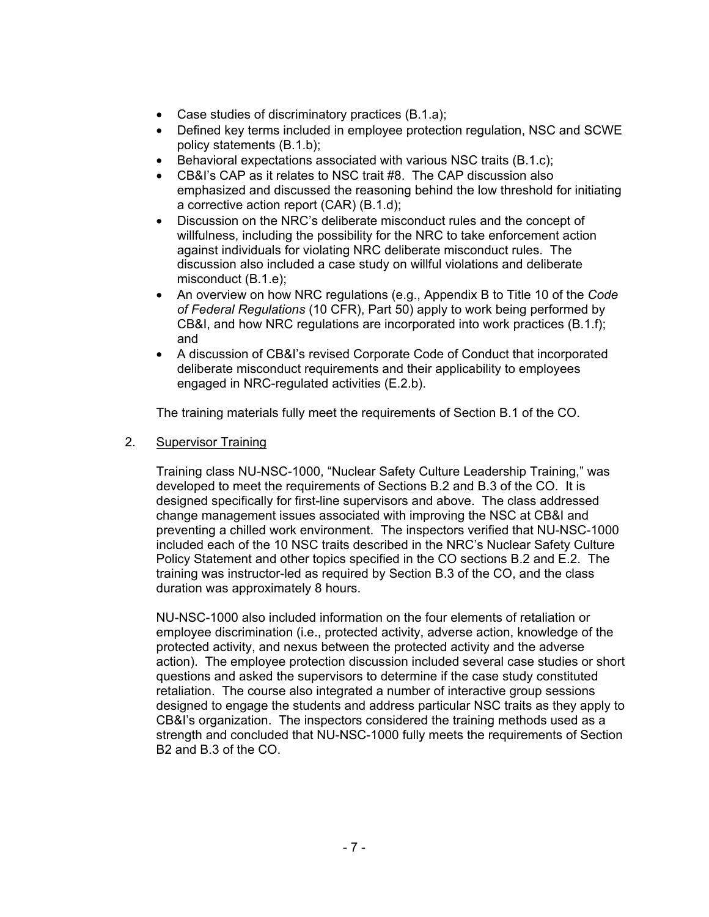- Case studies of discriminatory practices (B.1.a);
- Defined key terms included in employee protection regulation, NSC and SCWE policy statements (B.1.b);
- Behavioral expectations associated with various NSC traits (B.1.c);
- CB&I's CAP as it relates to NSC trait #8. The CAP discussion also emphasized and discussed the reasoning behind the low threshold for initiating a corrective action report (CAR) (B.1.d);
- Discussion on the NRC's deliberate misconduct rules and the concept of willfulness, including the possibility for the NRC to take enforcement action against individuals for violating NRC deliberate misconduct rules. The discussion also included a case study on willful violations and deliberate misconduct (B.1.e);
- An overview on how NRC regulations (e.g., Appendix B to Title 10 of the *Code of Federal Regulations* (10 CFR), Part 50) apply to work being performed by CB&I, and how NRC regulations are incorporated into work practices (B.1.f); and
- A discussion of CB&I's revised Corporate Code of Conduct that incorporated deliberate misconduct requirements and their applicability to employees engaged in NRC-regulated activities (E.2.b).

The training materials fully meet the requirements of Section B.1 of the CO.

2. <u>Supervisor Training</u>

Training class NU-NSC-1000, "Nuclear Safety Culture Leadership Training," was developed to meet the requirements of Sections B.2 and B.3 of the CO. It is designed specifically for first-line supervisors and above. The class addressed change management issues associated with improving the NSC at CB&I and preventing a chilled work environment. The inspectors verified that NU-NSC-1000 included each of the 10 NSC traits described in the NRC's Nuclear Safety Culture Policy Statement and other topics specified in the CO sections B.2 and E.2. The training was instructor-led as required by Section B.3 of the CO, and the class duration was approximately 8 hours.

NU-NSC-1000 also included information on the four elements of retaliation or employee discrimination (i.e., protected activity, adverse action, knowledge of the protected activity, and nexus between the protected activity and the adverse action). The employee protection discussion included several case studies or short questions and asked the supervisors to determine if the case study constituted retaliation. The course also integrated a number of interactive group sessions designed to engage the students and address particular NSC traits as they apply to CB&I's organization. The inspectors considered the training methods used as a strength and concluded that NU-NSC-1000 fully meets the requirements of Section B2 and B.3 of the CO.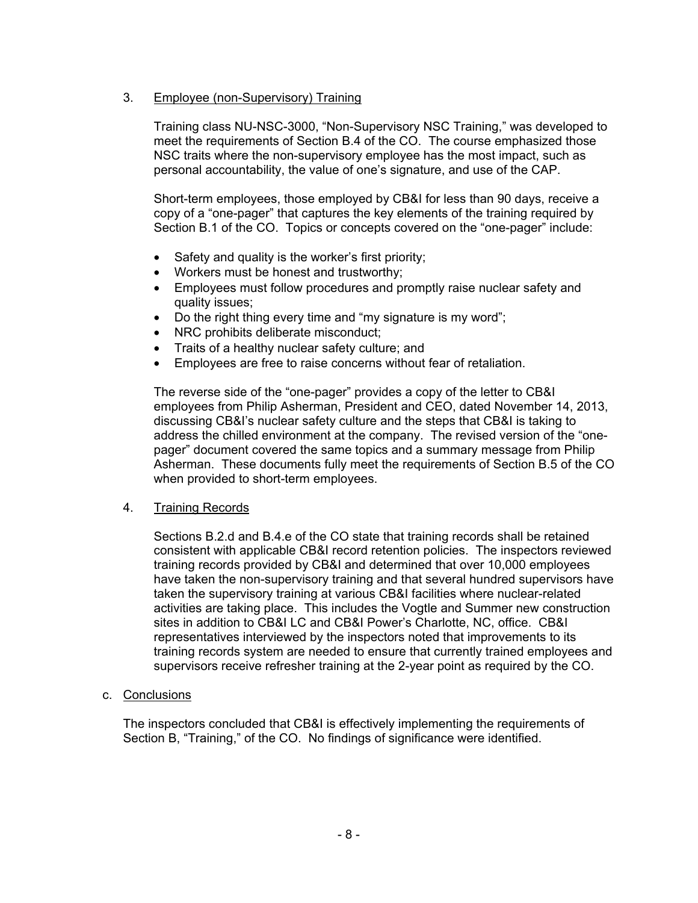3. Employee (non-Supervisory) Training

Training class NU-NSC-3000, "Non-Supervisory NSC Training," was developed to meet the requirements of Section B.4 of the CO. The course emphasized those NSC traits where the non-supervisory employee has the most impact, such as personal accountability, the value of one's signature, and use of the CAP.

Short-term employees, those employed by CB&I for less than 90 days, receive a copy of a "one-pager" that captures the key elements of the training required by Section B.1 of the CO. Topics or concepts covered on the "one-pager" include:

- Safety and quality is the worker's first priority;
- Workers must be honest and trustworthy;
- Employees must follow procedures and promptly raise nuclear safety and quality issues;
- Do the right thing every time and "my signature is my word";
- NRC prohibits deliberate misconduct;
- Traits of a healthy nuclear safety culture; and
- Employees are free to raise concerns without fear of retaliation.

The reverse side of the "one-pager" provides a copy of the letter to CB&I employees from Philip Asherman, President and CEO, dated November 14, 2013, discussing CB&I's nuclear safety culture and the steps that CB&I is taking to address the chilled environment at the company. The revised version of the "one-pager" document covered the same topics and a summary message from Philip Asherman. These documents fully meet the requirements of Section B.5 of the CO when provided to short-term employees.

4. Training Records

Sections B.2.d and B.4.e of the CO state that training records shall be retained consistent with applicable CB&I record retention policies. The inspectors reviewed training records provided by CB&I and determined that over 10,000 employees have taken the non-supervisory training and that several hundred supervisors have taken the supervisory training at various CB&I facilities where nuclear-related activities are taking place. This includes the Vogtle and Summer new construction sites in addition to CB&I LC and CB&I Power's Charlotte, NC, office. CB&I representatives interviewed by the inspectors noted that improvements to its training records system are needed to ensure that currently trained employees and supervisors receive refresher training at the 2-year point as required by the CO.

c. Conclusions

The inspectors concluded that CB&I is effectively implementing the requirements of Section B, "Training," of the CO. No findings of significance were identified.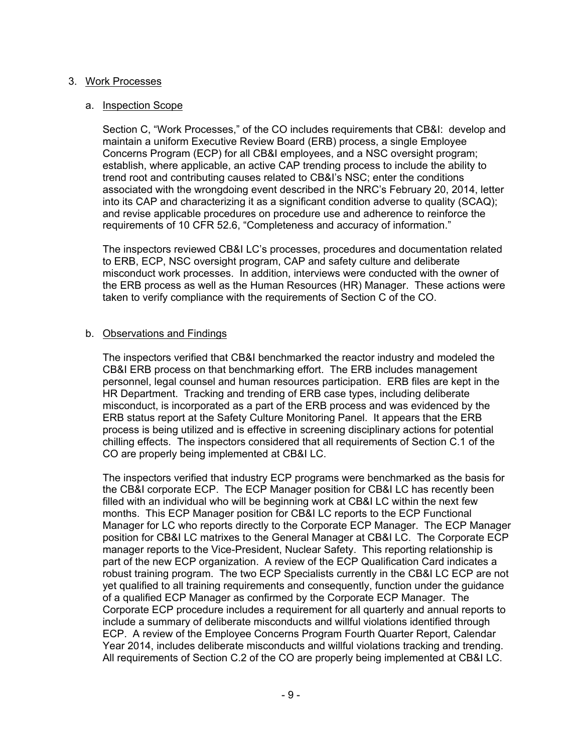3. Work Processes

   a. Inspection Scope

   Section C, "Work Processes," of the CO includes requirements that CB&I: develop and maintain a uniform Executive Review Board (ERB) process, a single Employee Concerns Program (ECP) for all CB&I employees, and a NSC oversight program; establish, where applicable, an active CAP trending process to include the ability to trend root and contributing causes related to CB&I's NSC; enter the conditions associated with the wrongdoing event described in the NRC's February 20, 2014, letter into its CAP and characterizing it as a significant condition adverse to quality (SCAQ); and revise applicable procedures on procedure use and adherence to reinforce the requirements of 10 CFR 52.6, "Completeness and accuracy of information."

   The inspectors reviewed CB&I LC's processes, procedures and documentation related to ERB, ECP, NSC oversight program, CAP and safety culture and deliberate misconduct work processes. In addition, interviews were conducted with the owner of the ERB process as well as the Human Resources (HR) Manager. These actions were taken to verify compliance with the requirements of Section C of the CO.

   b. Observations and Findings

   The inspectors verified that CB&I benchmarked the reactor industry and modeled the CB&I ERB process on that benchmarking effort. The ERB includes management personnel, legal counsel and human resources participation. ERB files are kept in the HR Department. Tracking and trending of ERB case types, including deliberate misconduct, is incorporated as a part of the ERB process and was evidenced by the ERB status report at the Safety Culture Monitoring Panel. It appears that the ERB process is being utilized and is effective in screening disciplinary actions for potential chilling effects. The inspectors considered that all requirements of Section C.1 of the CO are properly being implemented at CB&I LC.

   The inspectors verified that industry ECP programs were benchmarked as the basis for the CB&I corporate ECP. The ECP Manager position for CB&I LC has recently been filled with an individual who will be beginning work at CB&I LC within the next few months. This ECP Manager position for CB&I LC reports to the ECP Functional Manager for LC who reports directly to the Corporate ECP Manager. The ECP Manager position for CB&I LC matrixes to the General Manager at CB&I LC. The Corporate ECP manager reports to the Vice-President, Nuclear Safety. This reporting relationship is part of the new ECP organization. A review of the ECP Qualification Card indicates a robust training program. The two ECP Specialists currently in the CB&I LC ECP are not yet qualified to all training requirements and consequently, function under the guidance of a qualified ECP Manager as confirmed by the Corporate ECP Manager. The Corporate ECP procedure includes a requirement for all quarterly and annual reports to include a summary of deliberate misconducts and willful violations identified through ECP. A review of the Employee Concerns Program Fourth Quarter Report, Calendar Year 2014, includes deliberate misconducts and willful violations tracking and trending. All requirements of Section C.2 of the CO are properly being implemented at CB&I LC.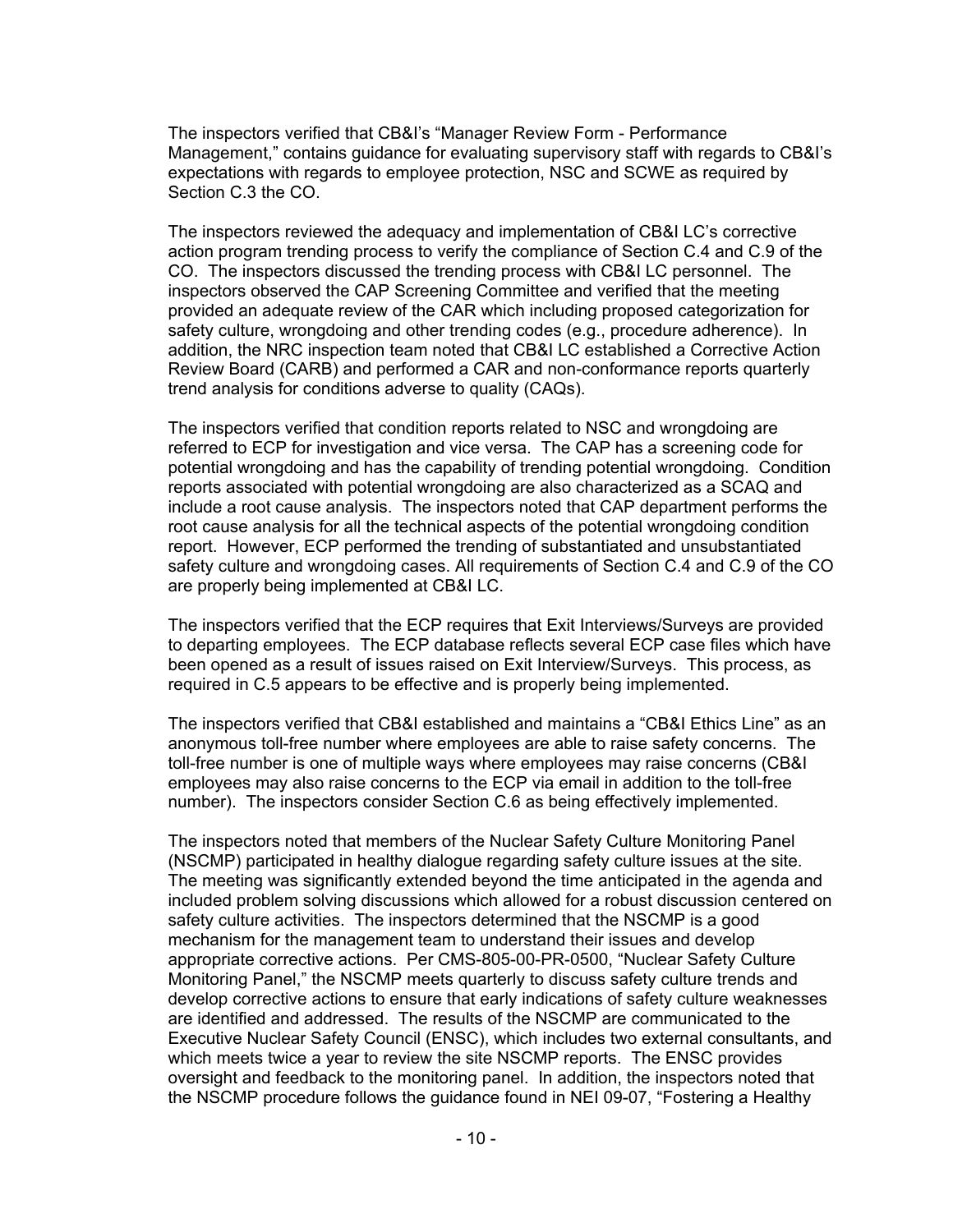The inspectors verified that CB&I's "Manager Review Form - Performance Management," contains guidance for evaluating supervisory staff with regards to CB&I's expectations with regards to employee protection, NSC and SCWE as required by Section C.3 the CO.

The inspectors reviewed the adequacy and implementation of CB&I LC's corrective action program trending process to verify the compliance of Section C.4 and C.9 of the CO. The inspectors discussed the trending process with CB&I LC personnel. The inspectors observed the CAP Screening Committee and verified that the meeting provided an adequate review of the CAR which including proposed categorization for safety culture, wrongdoing and other trending codes (e.g., procedure adherence). In addition, the NRC inspection team noted that CB&I LC established a Corrective Action Review Board (CARB) and performed a CAR and non-conformance reports quarterly trend analysis for conditions adverse to quality (CAQs).

The inspectors verified that condition reports related to NSC and wrongdoing are referred to ECP for investigation and vice versa. The CAP has a screening code for potential wrongdoing and has the capability of trending potential wrongdoing. Condition reports associated with potential wrongdoing are also characterized as a SCAQ and include a root cause analysis. The inspectors noted that CAP department performs the root cause analysis for all the technical aspects of the potential wrongdoing condition report. However, ECP performed the trending of substantiated and unsubstantiated safety culture and wrongdoing cases. All requirements of Section C.4 and C.9 of the CO are properly being implemented at CB&I LC.

The inspectors verified that the ECP requires that Exit Interviews/Surveys are provided to departing employees. The ECP database reflects several ECP case files which have been opened as a result of issues raised on Exit Interview/Surveys. This process, as required in C.5 appears to be effective and is properly being implemented.

The inspectors verified that CB&I established and maintains a "CB&I Ethics Line" as an anonymous toll-free number where employees are able to raise safety concerns. The toll-free number is one of multiple ways where employees may raise concerns (CB&I employees may also raise concerns to the ECP via email in addition to the toll-free number). The inspectors consider Section C.6 as being effectively implemented.

The inspectors noted that members of the Nuclear Safety Culture Monitoring Panel (NSCMP) participated in healthy dialogue regarding safety culture issues at the site. The meeting was significantly extended beyond the time anticipated in the agenda and included problem solving discussions which allowed for a robust discussion centered on safety culture activities. The inspectors determined that the NSCMP is a good mechanism for the management team to understand their issues and develop appropriate corrective actions. Per CMS-805-00-PR-0500, "Nuclear Safety Culture Monitoring Panel," the NSCMP meets quarterly to discuss safety culture trends and develop corrective actions to ensure that early indications of safety culture weaknesses are identified and addressed. The results of the NSCMP are communicated to the Executive Nuclear Safety Council (ENSC), which includes two external consultants, and which meets twice a year to review the site NSCMP reports. The ENSC provides oversight and feedback to the monitoring panel. In addition, the inspectors noted that the NSCMP procedure follows the guidance found in NEI 09-07, "Fostering a Healthy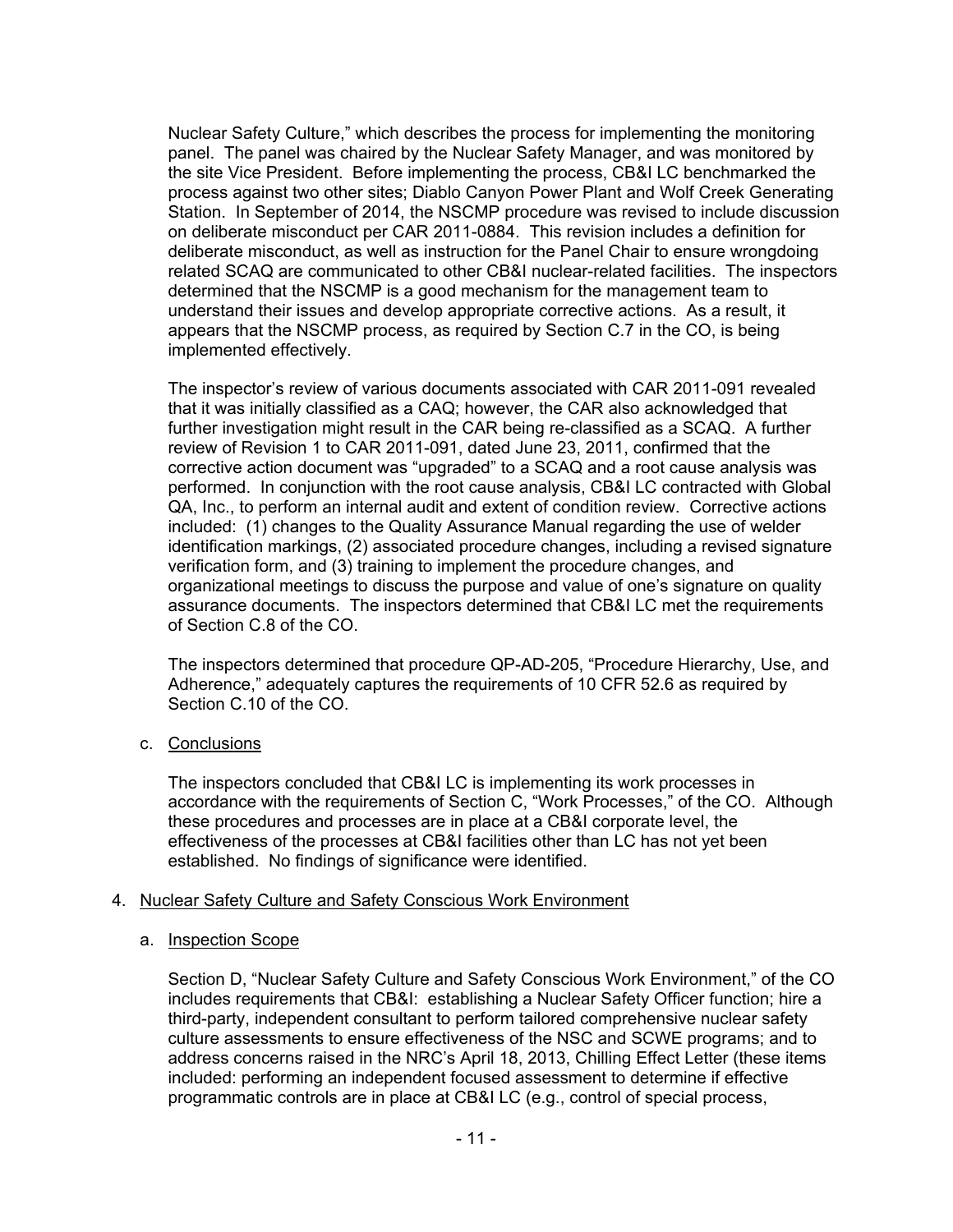Nuclear Safety Culture," which describes the process for implementing the monitoring panel. The panel was chaired by the Nuclear Safety Manager, and was monitored by the site Vice President. Before implementing the process, CB&I LC benchmarked the process against two other sites; Diablo Canyon Power Plant and Wolf Creek Generating Station. In September of 2014, the NSCMP procedure was revised to include discussion on deliberate misconduct per CAR 2011-0884. This revision includes a definition for deliberate misconduct, as well as instruction for the Panel Chair to ensure wrongdoing related SCAQ are communicated to other CB&I nuclear-related facilities. The inspectors determined that the NSCMP is a good mechanism for the management team to understand their issues and develop appropriate corrective actions. As a result, it appears that the NSCMP process, as required by Section C.7 in the CO, is being implemented effectively.

The inspector's review of various documents associated with CAR 2011-091 revealed that it was initially classified as a CAQ; however, the CAR also acknowledged that further investigation might result in the CAR being re-classified as a SCAQ. A further review of Revision 1 to CAR 2011-091, dated June 23, 2011, confirmed that the corrective action document was "upgraded" to a SCAQ and a root cause analysis was performed. In conjunction with the root cause analysis, CB&I LC contracted with Global QA, Inc., to perform an internal audit and extent of condition review. Corrective actions included: (1) changes to the Quality Assurance Manual regarding the use of welder identification markings, (2) associated procedure changes, including a revised signature verification form, and (3) training to implement the procedure changes, and organizational meetings to discuss the purpose and value of one's signature on quality assurance documents. The inspectors determined that CB&I LC met the requirements of Section C.8 of the CO.

The inspectors determined that procedure QP-AD-205, "Procedure Hierarchy, Use, and Adherence," adequately captures the requirements of 10 CFR 52.6 as required by Section C.10 of the CO.

c. Conclusions

The inspectors concluded that CB&I LC is implementing its work processes in accordance with the requirements of Section C, "Work Processes," of the CO. Although these procedures and processes are in place at a CB&I corporate level, the effectiveness of the processes at CB&I facilities other than LC has not yet been established. No findings of significance were identified.

4. Nuclear Safety Culture and Safety Conscious Work Environment

a. Inspection Scope

Section D, "Nuclear Safety Culture and Safety Conscious Work Environment," of the CO includes requirements that CB&I: establishing a Nuclear Safety Officer function; hire a third-party, independent consultant to perform tailored comprehensive nuclear safety culture assessments to ensure effectiveness of the NSC and SCWE programs; and to address concerns raised in the NRC's April 18, 2013, Chilling Effect Letter (these items included: performing an independent focused assessment to determine if effective programmatic controls are in place at CB&I LC (e.g., control of special process,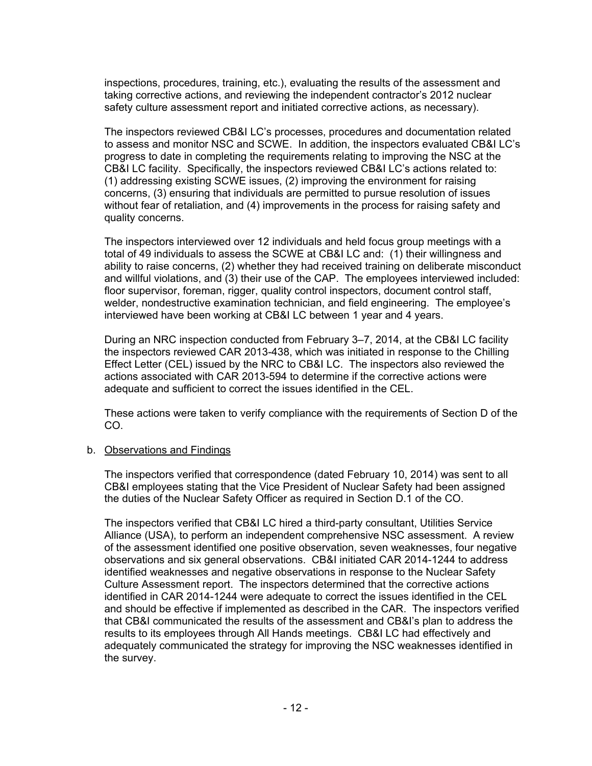inspections, procedures, training, etc.), evaluating the results of the assessment and taking corrective actions, and reviewing the independent contractor's 2012 nuclear safety culture assessment report and initiated corrective actions, as necessary).

The inspectors reviewed CB&I LC's processes, procedures and documentation related to assess and monitor NSC and SCWE. In addition, the inspectors evaluated CB&I LC's progress to date in completing the requirements relating to improving the NSC at the CB&I LC facility. Specifically, the inspectors reviewed CB&I LC's actions related to: (1) addressing existing SCWE issues, (2) improving the environment for raising concerns, (3) ensuring that individuals are permitted to pursue resolution of issues without fear of retaliation, and (4) improvements in the process for raising safety and quality concerns.

The inspectors interviewed over 12 individuals and held focus group meetings with a total of 49 individuals to assess the SCWE at CB&I LC and: (1) their willingness and ability to raise concerns, (2) whether they had received training on deliberate misconduct and willful violations, and (3) their use of the CAP. The employees interviewed included: floor supervisor, foreman, rigger, quality control inspectors, document control staff, welder, nondestructive examination technician, and field engineering. The employee's interviewed have been working at CB&I LC between 1 year and 4 years.

During an NRC inspection conducted from February 3–7, 2014, at the CB&I LC facility the inspectors reviewed CAR 2013-438, which was initiated in response to the Chilling Effect Letter (CEL) issued by the NRC to CB&I LC. The inspectors also reviewed the actions associated with CAR 2013-594 to determine if the corrective actions were adequate and sufficient to correct the issues identified in the CEL.

These actions were taken to verify compliance with the requirements of Section D of the CO.

b. Observations and Findings

The inspectors verified that correspondence (dated February 10, 2014) was sent to all CB&I employees stating that the Vice President of Nuclear Safety had been assigned the duties of the Nuclear Safety Officer as required in Section D.1 of the CO.

The inspectors verified that CB&I LC hired a third-party consultant, Utilities Service Alliance (USA), to perform an independent comprehensive NSC assessment. A review of the assessment identified one positive observation, seven weaknesses, four negative observations and six general observations. CB&I initiated CAR 2014-1244 to address identified weaknesses and negative observations in response to the Nuclear Safety Culture Assessment report. The inspectors determined that the corrective actions identified in CAR 2014-1244 were adequate to correct the issues identified in the CEL and should be effective if implemented as described in the CAR. The inspectors verified that CB&I communicated the results of the assessment and CB&I's plan to address the results to its employees through All Hands meetings. CB&I LC had effectively and adequately communicated the strategy for improving the NSC weaknesses identified in the survey.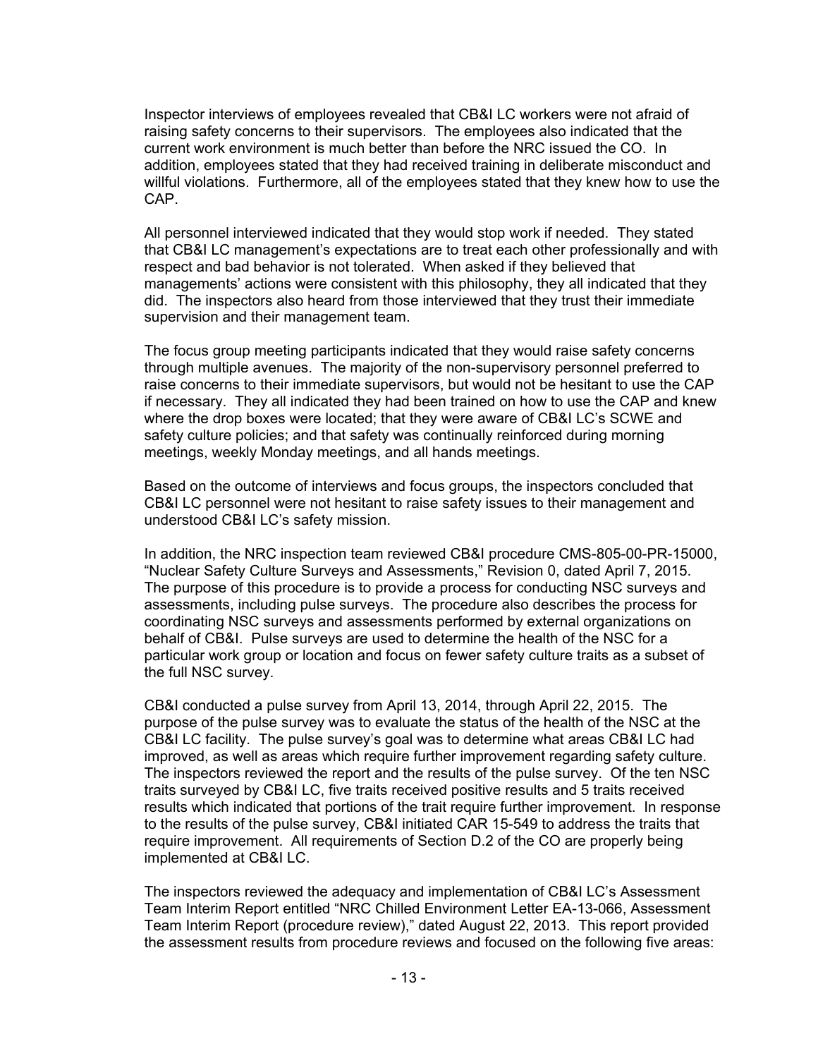Inspector interviews of employees revealed that CB&I LC workers were not afraid of raising safety concerns to their supervisors. The employees also indicated that the current work environment is much better than before the NRC issued the CO. In addition, employees stated that they had received training in deliberate misconduct and willful violations. Furthermore, all of the employees stated that they knew how to use the CAP.

All personnel interviewed indicated that they would stop work if needed. They stated that CB&I LC management's expectations are to treat each other professionally and with respect and bad behavior is not tolerated. When asked if they believed that managements' actions were consistent with this philosophy, they all indicated that they did. The inspectors also heard from those interviewed that they trust their immediate supervision and their management team.

The focus group meeting participants indicated that they would raise safety concerns through multiple avenues. The majority of the non-supervisory personnel preferred to raise concerns to their immediate supervisors, but would not be hesitant to use the CAP if necessary. They all indicated they had been trained on how to use the CAP and knew where the drop boxes were located; that they were aware of CB&I LC's SCWE and safety culture policies; and that safety was continually reinforced during morning meetings, weekly Monday meetings, and all hands meetings.

Based on the outcome of interviews and focus groups, the inspectors concluded that CB&I LC personnel were not hesitant to raise safety issues to their management and understood CB&I LC's safety mission.

In addition, the NRC inspection team reviewed CB&I procedure CMS-805-00-PR-15000, "Nuclear Safety Culture Surveys and Assessments," Revision 0, dated April 7, 2015. The purpose of this procedure is to provide a process for conducting NSC surveys and assessments, including pulse surveys. The procedure also describes the process for coordinating NSC surveys and assessments performed by external organizations on behalf of CB&I. Pulse surveys are used to determine the health of the NSC for a particular work group or location and focus on fewer safety culture traits as a subset of the full NSC survey.

CB&I conducted a pulse survey from April 13, 2014, through April 22, 2015. The purpose of the pulse survey was to evaluate the status of the health of the NSC at the CB&I LC facility. The pulse survey's goal was to determine what areas CB&I LC had improved, as well as areas which require further improvement regarding safety culture. The inspectors reviewed the report and the results of the pulse survey. Of the ten NSC traits surveyed by CB&I LC, five traits received positive results and 5 traits received results which indicated that portions of the trait require further improvement. In response to the results of the pulse survey, CB&I initiated CAR 15-549 to address the traits that require improvement. All requirements of Section D.2 of the CO are properly being implemented at CB&I LC.

The inspectors reviewed the adequacy and implementation of CB&I LC's Assessment Team Interim Report entitled "NRC Chilled Environment Letter EA-13-066, Assessment Team Interim Report (procedure review)," dated August 22, 2013. This report provided the assessment results from procedure reviews and focused on the following five areas: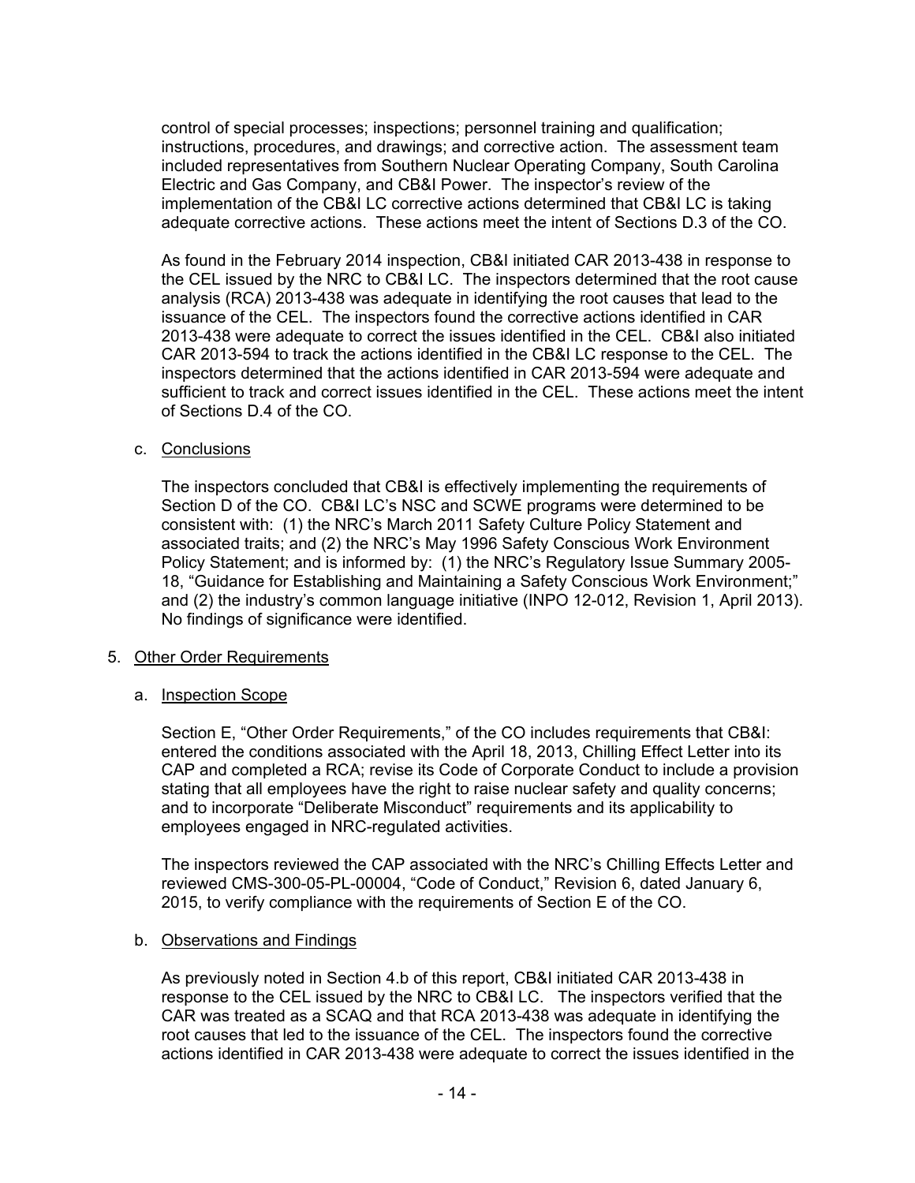control of special processes; inspections; personnel training and qualification; instructions, procedures, and drawings; and corrective action. The assessment team included representatives from Southern Nuclear Operating Company, South Carolina Electric and Gas Company, and CB&I Power. The inspector's review of the implementation of the CB&I LC corrective actions determined that CB&I LC is taking adequate corrective actions. These actions meet the intent of Sections D.3 of the CO.

As found in the February 2014 inspection, CB&I initiated CAR 2013-438 in response to the CEL issued by the NRC to CB&I LC. The inspectors determined that the root cause analysis (RCA) 2013-438 was adequate in identifying the root causes that lead to the issuance of the CEL. The inspectors found the corrective actions identified in CAR 2013-438 were adequate to correct the issues identified in the CEL. CB&I also initiated CAR 2013-594 to track the actions identified in the CB&I LC response to the CEL. The inspectors determined that the actions identified in CAR 2013-594 were adequate and sufficient to track and correct issues identified in the CEL. These actions meet the intent of Sections D.4 of the CO.

c. Conclusions

The inspectors concluded that CB&I is effectively implementing the requirements of Section D of the CO. CB&I LC's NSC and SCWE programs were determined to be consistent with: (1) the NRC's March 2011 Safety Culture Policy Statement and associated traits; and (2) the NRC's May 1996 Safety Conscious Work Environment Policy Statement; and is informed by: (1) the NRC's Regulatory Issue Summary 2005-18, "Guidance for Establishing and Maintaining a Safety Conscious Work Environment;" and (2) the industry's common language initiative (INPO 12-012, Revision 1, April 2013). No findings of significance were identified.

5. Other Order Requirements

a. Inspection Scope

Section E, "Other Order Requirements," of the CO includes requirements that CB&I: entered the conditions associated with the April 18, 2013, Chilling Effect Letter into its CAP and completed a RCA; revise its Code of Corporate Conduct to include a provision stating that all employees have the right to raise nuclear safety and quality concerns; and to incorporate "Deliberate Misconduct" requirements and its applicability to employees engaged in NRC-regulated activities.

The inspectors reviewed the CAP associated with the NRC's Chilling Effects Letter and reviewed CMS-300-05-PL-00004, "Code of Conduct," Revision 6, dated January 6, 2015, to verify compliance with the requirements of Section E of the CO.

b. Observations and Findings

As previously noted in Section 4.b of this report, CB&I initiated CAR 2013-438 in response to the CEL issued by the NRC to CB&I LC. The inspectors verified that the CAR was treated as a SCAQ and that RCA 2013-438 was adequate in identifying the root causes that led to the issuance of the CEL. The inspectors found the corrective actions identified in CAR 2013-438 were adequate to correct the issues identified in the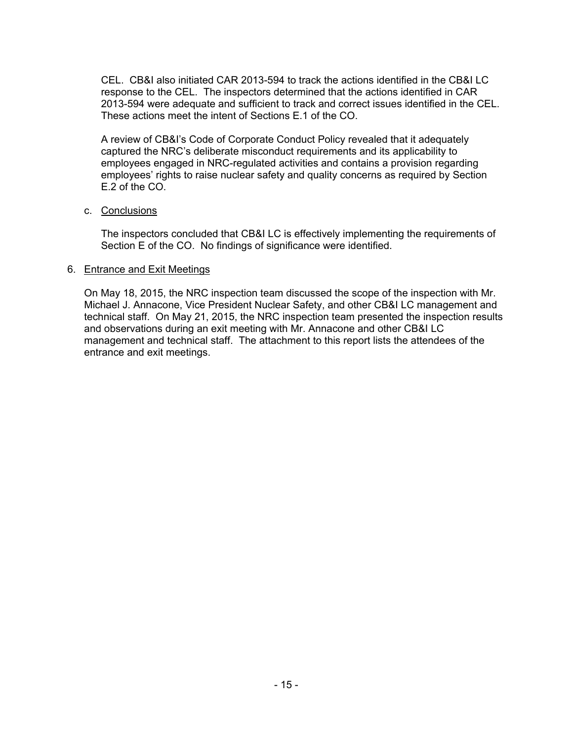CEL. CB&I also initiated CAR 2013-594 to track the actions identified in the CB&I LC response to the CEL. The inspectors determined that the actions identified in CAR 2013-594 were adequate and sufficient to track and correct issues identified in the CEL. These actions meet the intent of Sections E.1 of the CO.

A review of CB&I's Code of Corporate Conduct Policy revealed that it adequately captured the NRC's deliberate misconduct requirements and its applicability to employees engaged in NRC-regulated activities and contains a provision regarding employees' rights to raise nuclear safety and quality concerns as required by Section E.2 of the CO.

c. Conclusions

The inspectors concluded that CB&I LC is effectively implementing the requirements of Section E of the CO. No findings of significance were identified.

6. Entrance and Exit Meetings

On May 18, 2015, the NRC inspection team discussed the scope of the inspection with Mr. Michael J. Annacone, Vice President Nuclear Safety, and other CB&I LC management and technical staff. On May 21, 2015, the NRC inspection team presented the inspection results and observations during an exit meeting with Mr. Annacone and other CB&I LC management and technical staff. The attachment to this report lists the attendees of the entrance and exit meetings.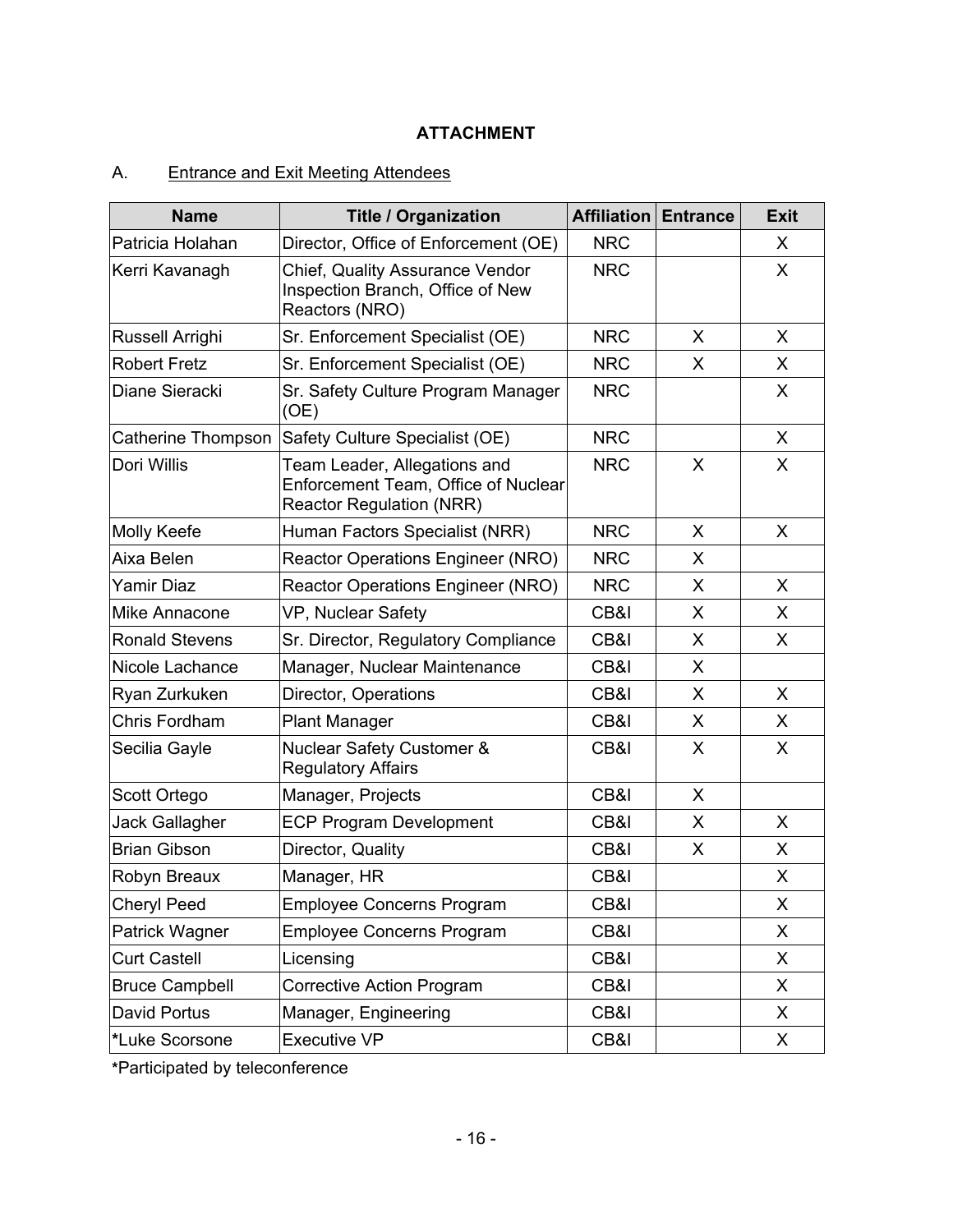## ATTACHMENT

### A. Entrance and Exit Meeting Attendees

| Name | Title / Organization | Affiliation | Entrance | Exit |
|---|---|---|---|---|
| Patricia Holahan | Director, Office of Enforcement (OE) | NRC | | X |
| Kerri Kavanagh | Chief, Quality Assurance Vendor Inspection Branch, Office of New Reactors (NRO) | NRC | | X |
| Russell Arrighi | Sr. Enforcement Specialist (OE) | NRC | X | X |
| Robert Fretz | Sr. Enforcement Specialist (OE) | NRC | X | X |
| Diane Sieracki | Sr. Safety Culture Program Manager (OE) | NRC | | X |
| Catherine Thompson | Safety Culture Specialist (OE) | NRC | | X |
| Dori Willis | Team Leader, Allegations and Enforcement Team, Office of Nuclear Reactor Regulation (NRR) | NRC | X | X |
| Molly Keefe | Human Factors Specialist (NRR) | NRC | X | X |
| Aixa Belen | Reactor Operations Engineer (NRO) | NRC | X | |
| Yamir Diaz | Reactor Operations Engineer (NRO) | NRC | X | X |
| Mike Annacone | VP, Nuclear Safety | CB&I | X | X |
| Ronald Stevens | Sr. Director, Regulatory Compliance | CB&I | X | X |
| Nicole Lachance | Manager, Nuclear Maintenance | CB&I | X | |
| Ryan Zurkuken | Director, Operations | CB&I | X | X |
| Chris Fordham | Plant Manager | CB&I | X | X |
| Secilia Gayle | Nuclear Safety Customer & Regulatory Affairs | CB&I | X | X |
| Scott Ortego | Manager, Projects | CB&I | X | |
| Jack Gallagher | ECP Program Development | CB&I | X | X |
| Brian Gibson | Director, Quality | CB&I | X | X |
| Robyn Breaux | Manager, HR | CB&I | | X |
| Cheryl Peed | Employee Concerns Program | CB&I | | X |
| Patrick Wagner | Employee Concerns Program | CB&I | | X |
| Curt Castell | Licensing | CB&I | | X |
| Bruce Campbell | Corrective Action Program | CB&I | | X |
| David Portus | Manager, Engineering | CB&I | | X |
| *Luke Scorsone | Executive VP | CB&I | | X |

*Participated by teleconference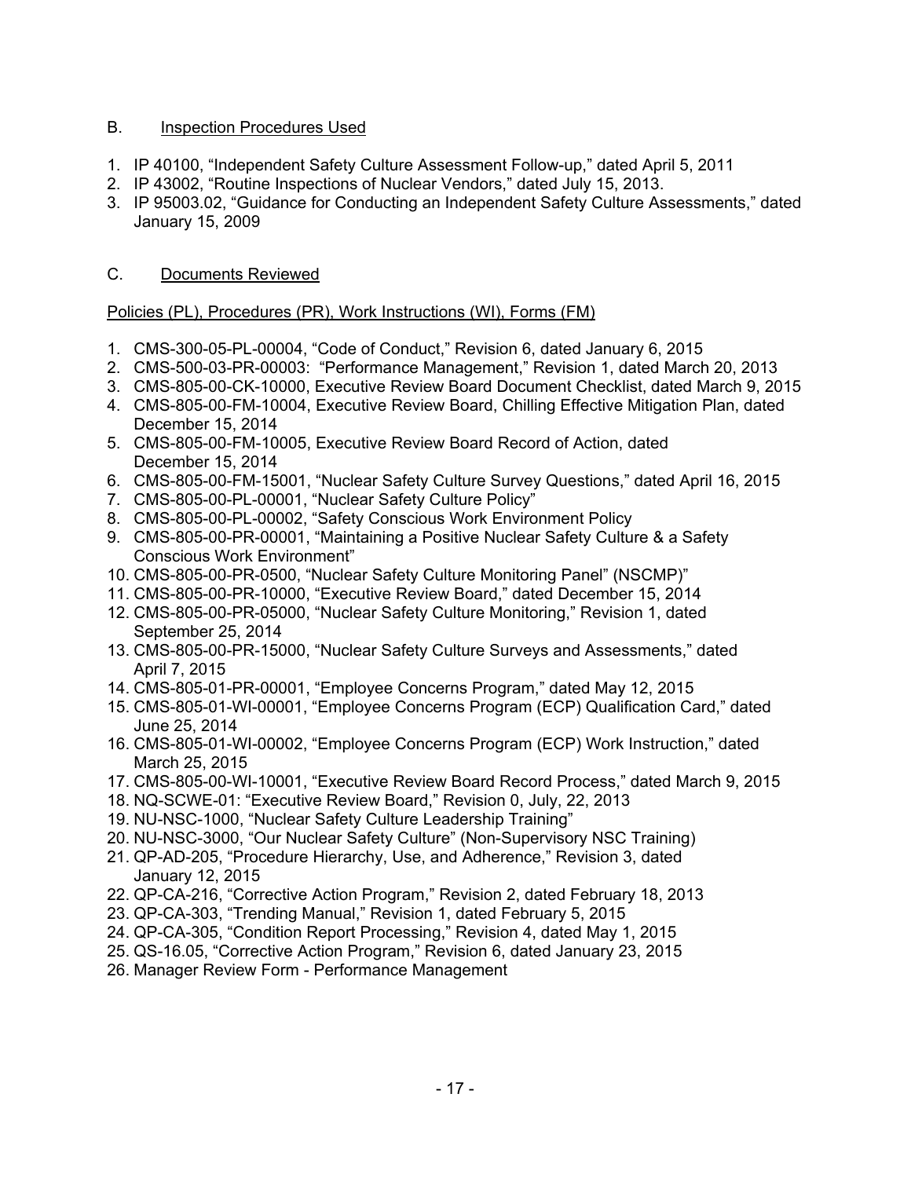## B. Inspection Procedures Used

1. IP 40100, "Independent Safety Culture Assessment Follow-up," dated April 5, 2011
2. IP 43002, "Routine Inspections of Nuclear Vendors," dated July 15, 2013.
3. IP 95003.02, "Guidance for Conducting an Independent Safety Culture Assessments," dated January 15, 2009

## C. Documents Reviewed

Policies (PL), Procedures (PR), Work Instructions (WI), Forms (FM)

1. CMS-300-05-PL-00004, "Code of Conduct," Revision 6, dated January 6, 2015
2. CMS-500-03-PR-00003: "Performance Management," Revision 1, dated March 20, 2013
3. CMS-805-00-CK-10000, Executive Review Board Document Checklist, dated March 9, 2015
4. CMS-805-00-FM-10004, Executive Review Board, Chilling Effective Mitigation Plan, dated December 15, 2014
5. CMS-805-00-FM-10005, Executive Review Board Record of Action, dated December 15, 2014
6. CMS-805-00-FM-15001, "Nuclear Safety Culture Survey Questions," dated April 16, 2015
7. CMS-805-00-PL-00001, "Nuclear Safety Culture Policy"
8. CMS-805-00-PL-00002, "Safety Conscious Work Environment Policy
9. CMS-805-00-PR-00001, "Maintaining a Positive Nuclear Safety Culture & a Safety Conscious Work Environment"
10. CMS-805-00-PR-0500, "Nuclear Safety Culture Monitoring Panel" (NSCMP)"
11. CMS-805-00-PR-10000, "Executive Review Board," dated December 15, 2014
12. CMS-805-00-PR-05000, "Nuclear Safety Culture Monitoring," Revision 1, dated September 25, 2014
13. CMS-805-00-PR-15000, "Nuclear Safety Culture Surveys and Assessments," dated April 7, 2015
14. CMS-805-01-PR-00001, "Employee Concerns Program," dated May 12, 2015
15. CMS-805-01-WI-00001, "Employee Concerns Program (ECP) Qualification Card," dated June 25, 2014
16. CMS-805-01-WI-00002, "Employee Concerns Program (ECP) Work Instruction," dated March 25, 2015
17. CMS-805-00-WI-10001, "Executive Review Board Record Process," dated March 9, 2015
18. NQ-SCWE-01: "Executive Review Board," Revision 0, July, 22, 2013
19. NU-NSC-1000, "Nuclear Safety Culture Leadership Training"
20. NU-NSC-3000, "Our Nuclear Safety Culture" (Non-Supervisory NSC Training)
21. QP-AD-205, "Procedure Hierarchy, Use, and Adherence," Revision 3, dated January 12, 2015
22. QP-CA-216, "Corrective Action Program," Revision 2, dated February 18, 2013
23. QP-CA-303, "Trending Manual," Revision 1, dated February 5, 2015
24. QP-CA-305, "Condition Report Processing," Revision 4, dated May 1, 2015
25. QS-16.05, "Corrective Action Program," Revision 6, dated January 23, 2015
26. Manager Review Form - Performance Management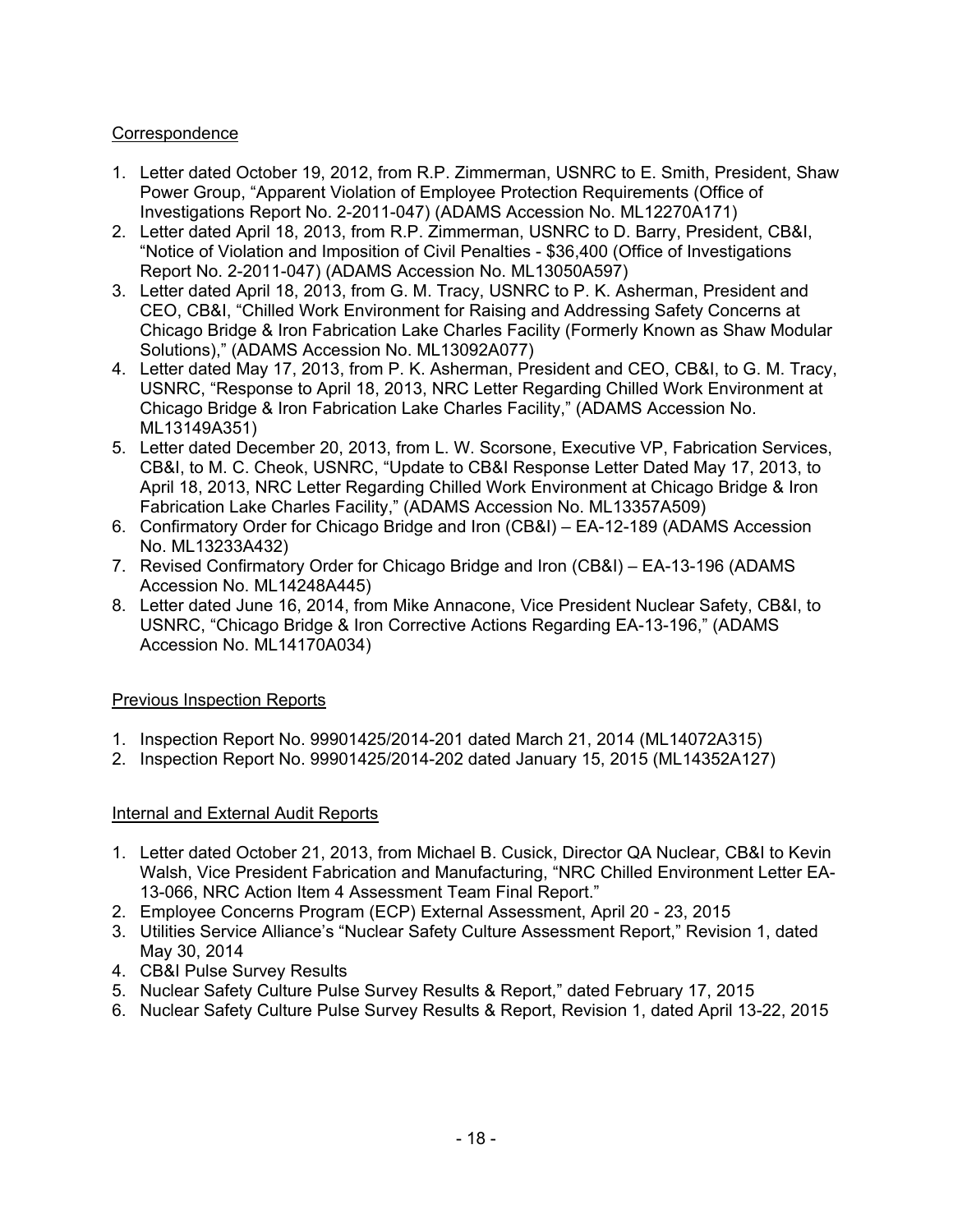Correspondence

1. Letter dated October 19, 2012, from R.P. Zimmerman, USNRC to E. Smith, President, Shaw Power Group, "Apparent Violation of Employee Protection Requirements (Office of Investigations Report No. 2-2011-047) (ADAMS Accession No. ML12270A171)
2. Letter dated April 18, 2013, from R.P. Zimmerman, USNRC to D. Barry, President, CB&I, "Notice of Violation and Imposition of Civil Penalties - $36,400 (Office of Investigations Report No. 2-2011-047) (ADAMS Accession No. ML13050A597)
3. Letter dated April 18, 2013, from G. M. Tracy, USNRC to P. K. Asherman, President and CEO, CB&I, "Chilled Work Environment for Raising and Addressing Safety Concerns at Chicago Bridge & Iron Fabrication Lake Charles Facility (Formerly Known as Shaw Modular Solutions)," (ADAMS Accession No. ML13092A077)
4. Letter dated May 17, 2013, from P. K. Asherman, President and CEO, CB&I, to G. M. Tracy, USNRC, "Response to April 18, 2013, NRC Letter Regarding Chilled Work Environment at Chicago Bridge & Iron Fabrication Lake Charles Facility," (ADAMS Accession No. ML13149A351)
5. Letter dated December 20, 2013, from L. W. Scorsone, Executive VP, Fabrication Services, CB&I, to M. C. Cheok, USNRC, "Update to CB&I Response Letter Dated May 17, 2013, to April 18, 2013, NRC Letter Regarding Chilled Work Environment at Chicago Bridge & Iron Fabrication Lake Charles Facility," (ADAMS Accession No. ML13357A509)
6. Confirmatory Order for Chicago Bridge and Iron (CB&I) – EA-12-189 (ADAMS Accession No. ML13233A432)
7. Revised Confirmatory Order for Chicago Bridge and Iron (CB&I) – EA-13-196 (ADAMS Accession No. ML14248A445)
8. Letter dated June 16, 2014, from Mike Annacone, Vice President Nuclear Safety, CB&I, to USNRC, "Chicago Bridge & Iron Corrective Actions Regarding EA-13-196," (ADAMS Accession No. ML14170A034)

Previous Inspection Reports

1. Inspection Report No. 99901425/2014-201 dated March 21, 2014 (ML14072A315)
2. Inspection Report No. 99901425/2014-202 dated January 15, 2015 (ML14352A127)

Internal and External Audit Reports

1. Letter dated October 21, 2013, from Michael B. Cusick, Director QA Nuclear, CB&I to Kevin Walsh, Vice President Fabrication and Manufacturing, "NRC Chilled Environment Letter EA-13-066, NRC Action Item 4 Assessment Team Final Report."
2. Employee Concerns Program (ECP) External Assessment, April 20 - 23, 2015
3. Utilities Service Alliance's "Nuclear Safety Culture Assessment Report," Revision 1, dated May 30, 2014
4. CB&I Pulse Survey Results
5. Nuclear Safety Culture Pulse Survey Results & Report," dated February 17, 2015
6. Nuclear Safety Culture Pulse Survey Results & Report, Revision 1, dated April 13-22, 2015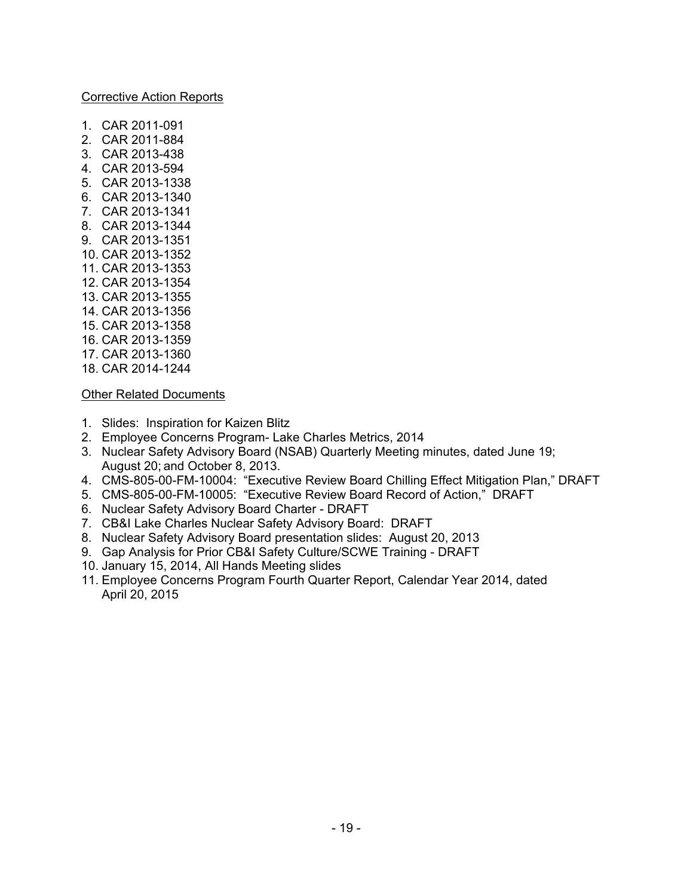Corrective Action Reports

1. CAR 2011-091
2. CAR 2011-884
3. CAR 2013-438
4. CAR 2013-594
5. CAR 2013-1338
6. CAR 2013-1340
7. CAR 2013-1341
8. CAR 2013-1344
9. CAR 2013-1351
10. CAR 2013-1352
11. CAR 2013-1353
12. CAR 2013-1354
13. CAR 2013-1355
14. CAR 2013-1356
15. CAR 2013-1358
16. CAR 2013-1359
17. CAR 2013-1360
18. CAR 2014-1244

Other Related Documents

1. Slides: Inspiration for Kaizen Blitz
2. Employee Concerns Program- Lake Charles Metrics, 2014
3. Nuclear Safety Advisory Board (NSAB) Quarterly Meeting minutes, dated June 19; August 20; and October 8, 2013.
4. CMS-805-00-FM-10004: "Executive Review Board Chilling Effect Mitigation Plan," DRAFT
5. CMS-805-00-FM-10005: "Executive Review Board Record of Action," DRAFT
6. Nuclear Safety Advisory Board Charter - DRAFT
7. CB&I Lake Charles Nuclear Safety Advisory Board: DRAFT
8. Nuclear Safety Advisory Board presentation slides: August 20, 2013
9. Gap Analysis for Prior CB&I Safety Culture/SCWE Training - DRAFT
10. January 15, 2014, All Hands Meeting slides
11. Employee Concerns Program Fourth Quarter Report, Calendar Year 2014, dated April 20, 2015